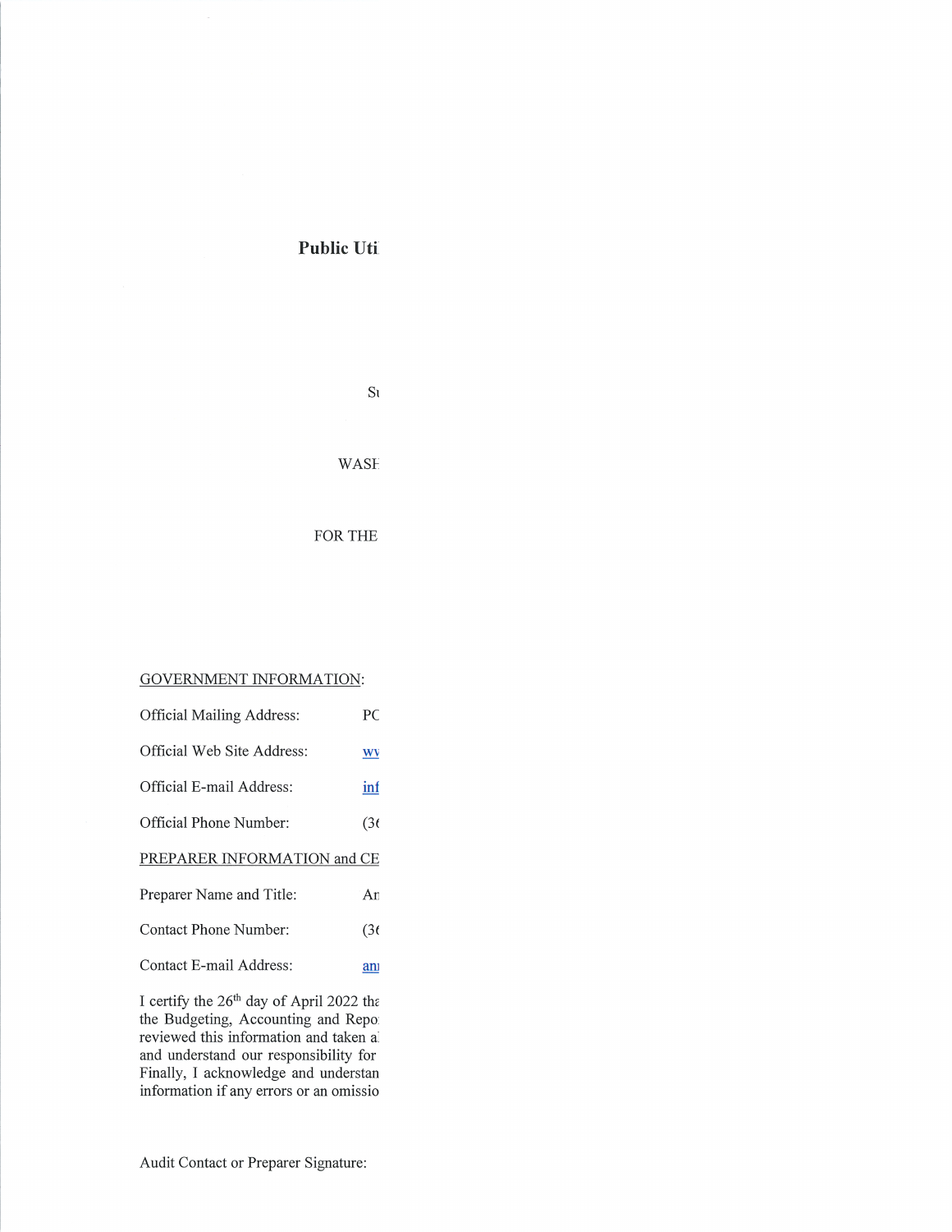**Public Uti**

St

WASH

FOR THE

GOVERNMENT INFORMATION:

Official Mailing Address: PC

Official Web Site Address: wv

Official E-mail Address: inf

Official Phone Number: (36

PREPARER INFORMATION and CE

Preparer Name and Title: An

Contact Phone Number: (36

Contact E-mail Address: ani

I certify the 26th day of April 2022 tha
the Budgeting, Accounting and Repo
reviewed this information and taken a
and understand our responsibility for
Finally, I acknowledge and understan
information if any errors or an omissio

Audit Contact or Preparer Signature: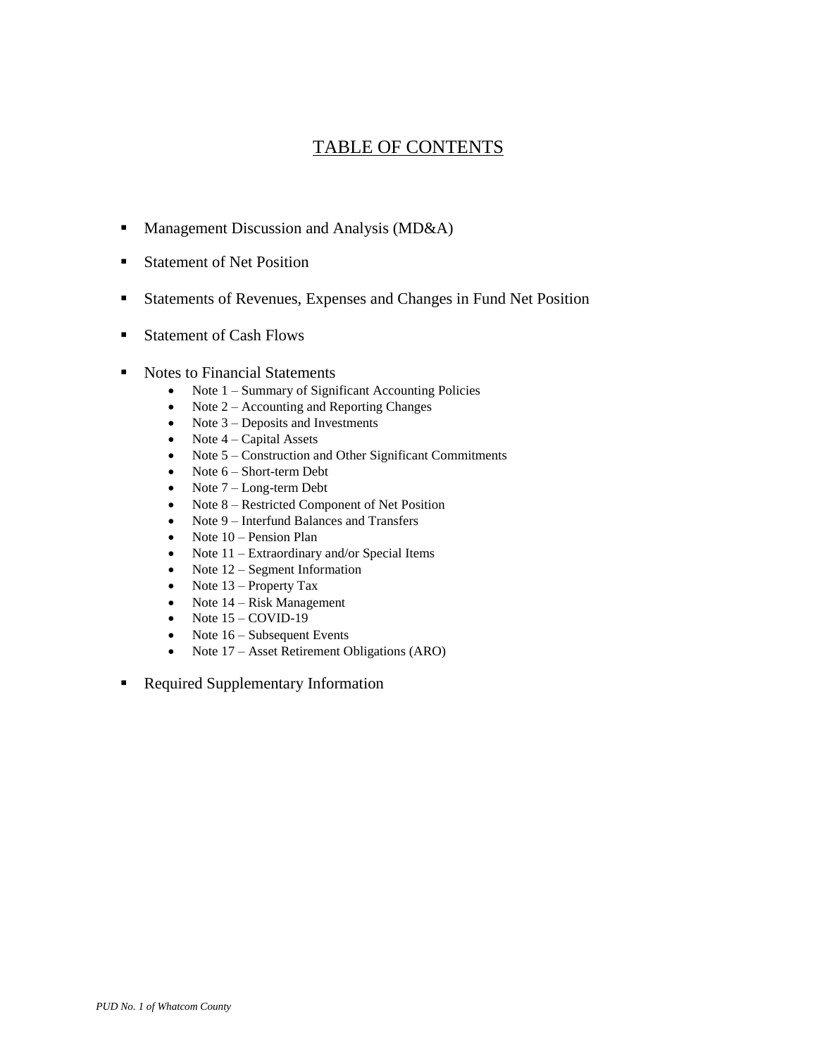# TABLE OF CONTENTS

- Management Discussion and Analysis (MD&A)
- Statement of Net Position
- Statements of Revenues, Expenses and Changes in Fund Net Position
- Statement of Cash Flows
- Notes to Financial Statements
  - Note 1 – Summary of Significant Accounting Policies
  - Note 2 – Accounting and Reporting Changes
  - Note 3 – Deposits and Investments
  - Note 4 – Capital Assets
  - Note 5 – Construction and Other Significant Commitments
  - Note 6 – Short-term Debt
  - Note 7 – Long-term Debt
  - Note 8 – Restricted Component of Net Position
  - Note 9 – Interfund Balances and Transfers
  - Note 10 – Pension Plan
  - Note 11 – Extraordinary and/or Special Items
  - Note 12 – Segment Information
  - Note 13 – Property Tax
  - Note 14 – Risk Management
  - Note 15 – COVID-19
  - Note 16 – Subsequent Events
  - Note 17 – Asset Retirement Obligations (ARO)
- Required Supplementary Information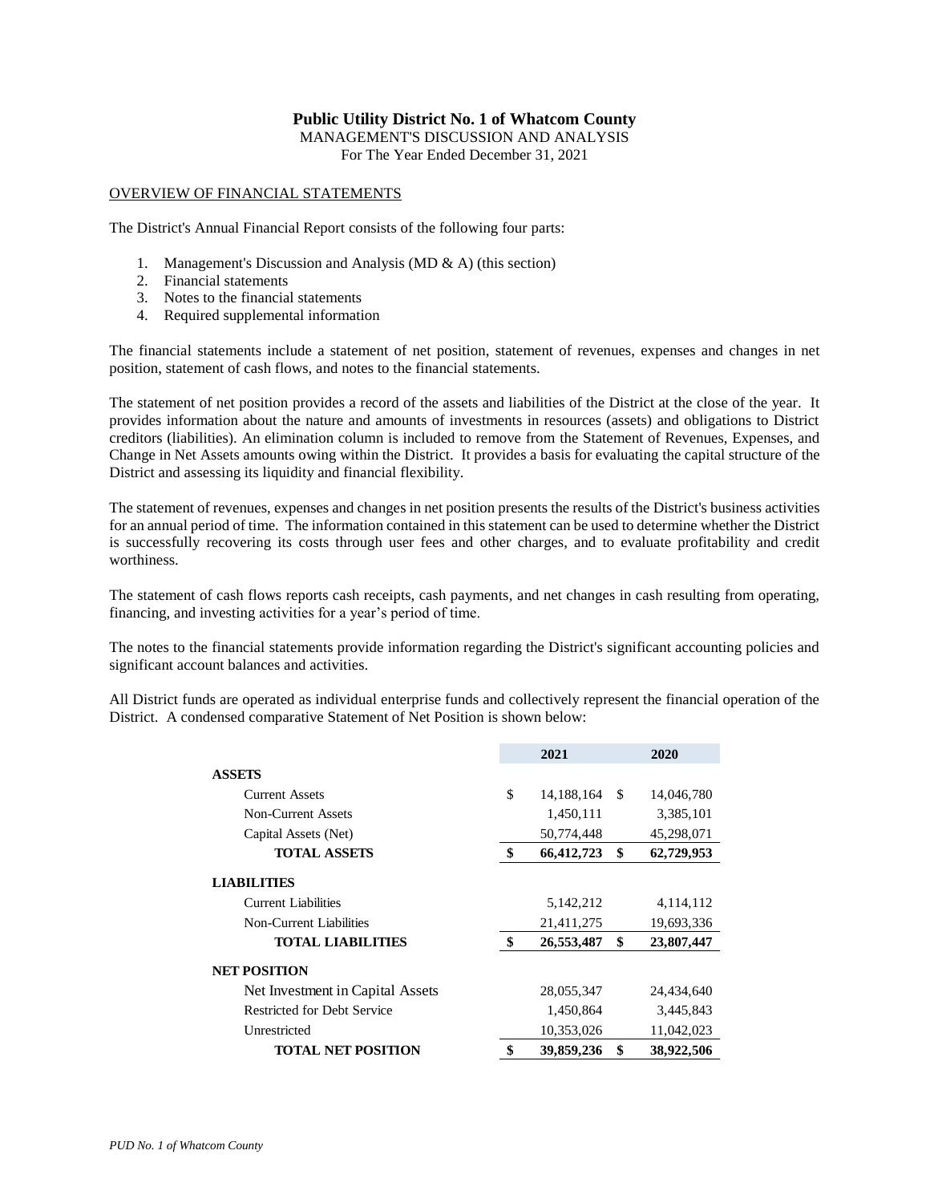# Public Utility District No. 1 of Whatcom County

MANAGEMENT'S DISCUSSION AND ANALYSIS
For The Year Ended December 31, 2021

## OVERVIEW OF FINANCIAL STATEMENTS

The District's Annual Financial Report consists of the following four parts:

1. Management's Discussion and Analysis (MD & A) (this section)
2. Financial statements
3. Notes to the financial statements
4. Required supplemental information

The financial statements include a statement of net position, statement of revenues, expenses and changes in net position, statement of cash flows, and notes to the financial statements.

The statement of net position provides a record of the assets and liabilities of the District at the close of the year. It provides information about the nature and amounts of investments in resources (assets) and obligations to District creditors (liabilities). An elimination column is included to remove from the Statement of Revenues, Expenses, and Change in Net Assets amounts owing within the District. It provides a basis for evaluating the capital structure of the District and assessing its liquidity and financial flexibility.

The statement of revenues, expenses and changes in net position presents the results of the District's business activities for an annual period of time. The information contained in this statement can be used to determine whether the District is successfully recovering its costs through user fees and other charges, and to evaluate profitability and credit worthiness.

The statement of cash flows reports cash receipts, cash payments, and net changes in cash resulting from operating, financing, and investing activities for a year's period of time.

The notes to the financial statements provide information regarding the District's significant accounting policies and significant account balances and activities.

All District funds are operated as individual enterprise funds and collectively represent the financial operation of the District. A condensed comparative Statement of Net Position is shown below:

| | 2021 | 2020 |
|---|---|---|
| **ASSETS** | | |
| Current Assets | $ 14,188,164 | $ 14,046,780 |
| Non-Current Assets | 1,450,111 | 3,385,101 |
| Capital Assets (Net) | 50,774,448 | 45,298,071 |
| **TOTAL ASSETS** | **$ 66,412,723** | **$ 62,729,953** |
| **LIABILITIES** | | |
| Current Liabilities | 5,142,212 | 4,114,112 |
| Non-Current Liabilities | 21,411,275 | 19,693,336 |
| **TOTAL LIABILITIES** | **$ 26,553,487** | **$ 23,807,447** |
| **NET POSITION** | | |
| Net Investment in Capital Assets | 28,055,347 | 24,434,640 |
| Restricted for Debt Service | 1,450,864 | 3,445,843 |
| Unrestricted | 10,353,026 | 11,042,023 |
| **TOTAL NET POSITION** | **$ 39,859,236** | **$ 38,922,506** |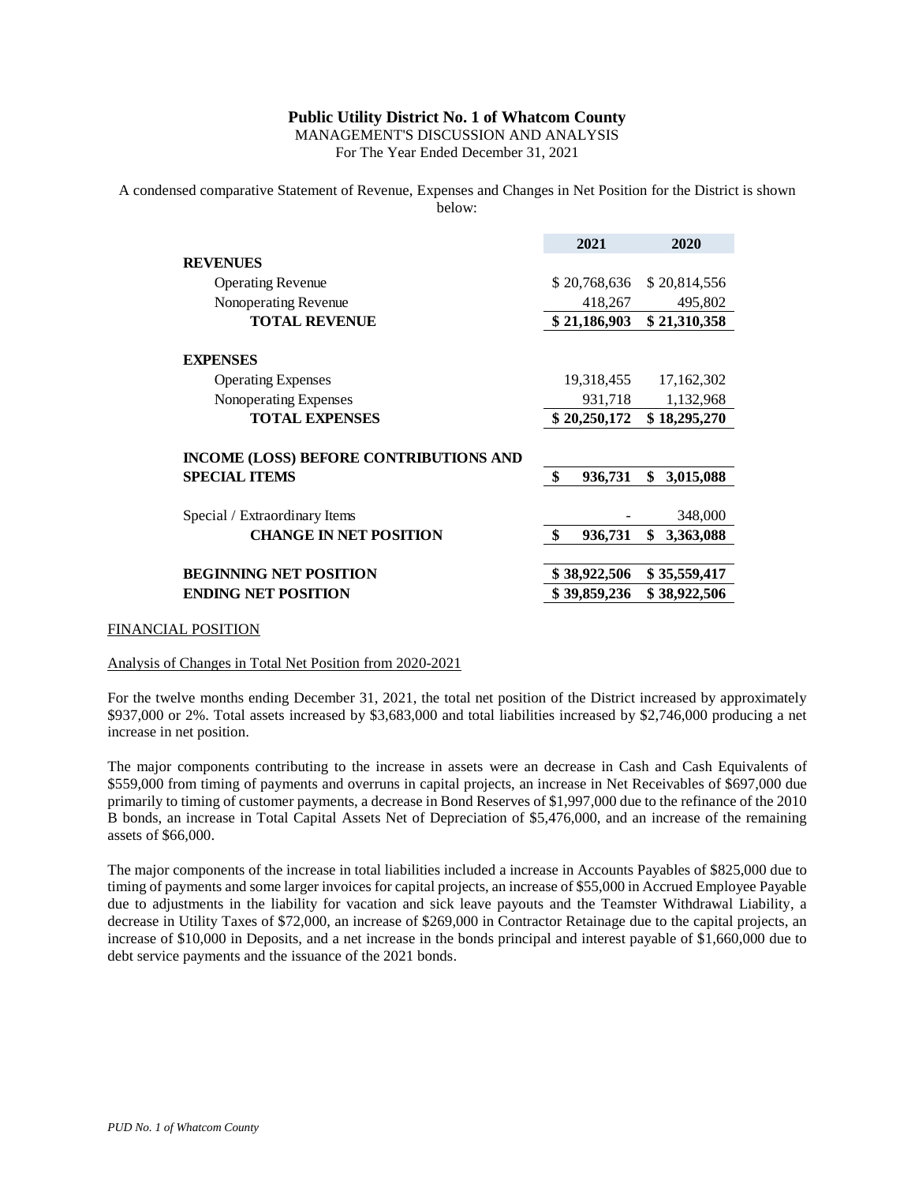**Public Utility District No. 1 of Whatcom County**
MANAGEMENT'S DISCUSSION AND ANALYSIS
For The Year Ended December 31, 2021

A condensed comparative Statement of Revenue, Expenses and Changes in Net Position for the District is shown below:

| | 2021 | 2020 |
|---|---|---|
| **REVENUES** | | |
| Operating Revenue | $ 20,768,636 | $ 20,814,556 |
| Nonoperating Revenue | 418,267 | 495,802 |
| **TOTAL REVENUE** | **$ 21,186,903** | **$ 21,310,358** |
| **EXPENSES** | | |
| Operating Expenses | 19,318,455 | 17,162,302 |
| Nonoperating Expenses | 931,718 | 1,132,968 |
| **TOTAL EXPENSES** | **$ 20,250,172** | **$ 18,295,270** |
| **INCOME (LOSS) BEFORE CONTRIBUTIONS AND SPECIAL ITEMS** | **$ 936,731** | **$ 3,015,088** |
| Special / Extraordinary Items | - | 348,000 |
| **CHANGE IN NET POSITION** | **$ 936,731** | **$ 3,363,088** |
| **BEGINNING NET POSITION** | **$ 38,922,506** | **$ 35,559,417** |
| **ENDING NET POSITION** | **$ 39,859,236** | **$ 38,922,506** |

FINANCIAL POSITION

Analysis of Changes in Total Net Position from 2020-2021

For the twelve months ending December 31, 2021, the total net position of the District increased by approximately $937,000 or 2%. Total assets increased by $3,683,000 and total liabilities increased by $2,746,000 producing a net increase in net position.

The major components contributing to the increase in assets were an decrease in Cash and Cash Equivalents of $559,000 from timing of payments and overruns in capital projects, an increase in Net Receivables of $697,000 due primarily to timing of customer payments, a decrease in Bond Reserves of $1,997,000 due to the refinance of the 2010 B bonds, an increase in Total Capital Assets Net of Depreciation of $5,476,000, and an increase of the remaining assets of $66,000.

The major components of the increase in total liabilities included a increase in Accounts Payables of $825,000 due to timing of payments and some larger invoices for capital projects, an increase of $55,000 in Accrued Employee Payable due to adjustments in the liability for vacation and sick leave payouts and the Teamster Withdrawal Liability, a decrease in Utility Taxes of $72,000, an increase of $269,000 in Contractor Retainage due to the capital projects, an increase of $10,000 in Deposits, and a net increase in the bonds principal and interest payable of $1,660,000 due to debt service payments and the issuance of the 2021 bonds.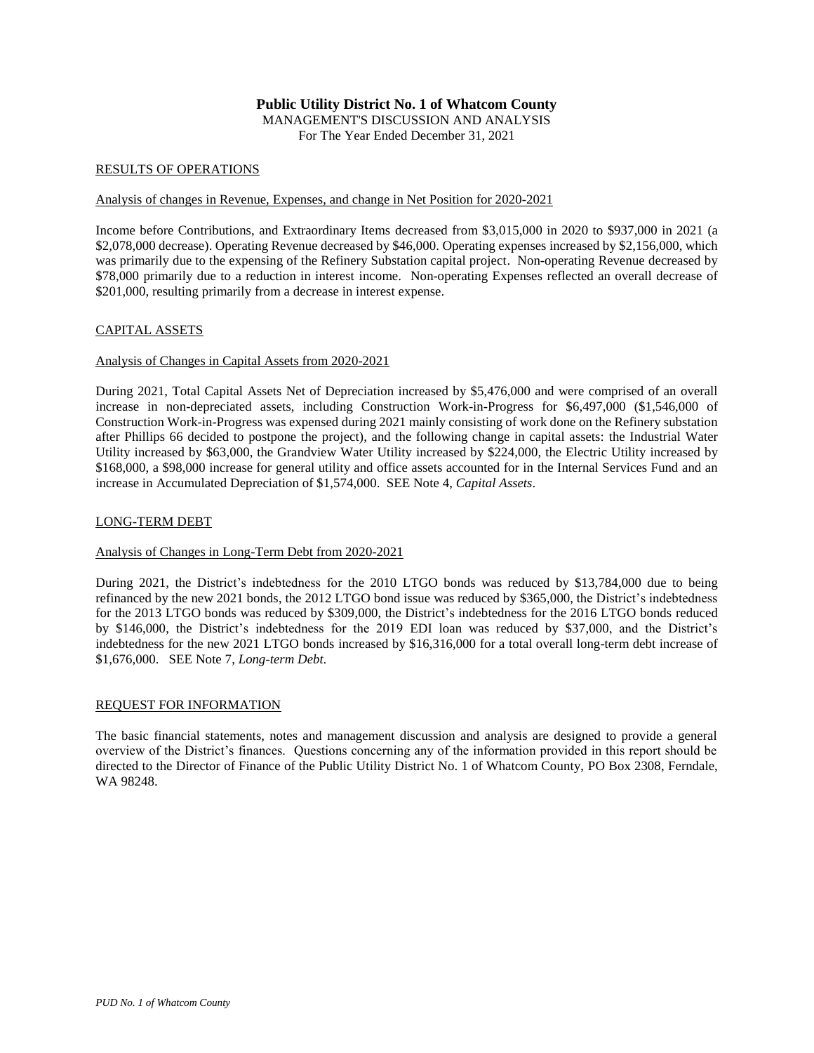# Public Utility District No. 1 of Whatcom County

MANAGEMENT'S DISCUSSION AND ANALYSIS
For The Year Ended December 31, 2021

## RESULTS OF OPERATIONS

### Analysis of changes in Revenue, Expenses, and change in Net Position for 2020-2021

Income before Contributions, and Extraordinary Items decreased from $3,015,000 in 2020 to $937,000 in 2021 (a $2,078,000 decrease). Operating Revenue decreased by $46,000. Operating expenses increased by $2,156,000, which was primarily due to the expensing of the Refinery Substation capital project. Non-operating Revenue decreased by $78,000 primarily due to a reduction in interest income. Non-operating Expenses reflected an overall decrease of $201,000, resulting primarily from a decrease in interest expense.

## CAPITAL ASSETS

### Analysis of Changes in Capital Assets from 2020-2021

During 2021, Total Capital Assets Net of Depreciation increased by $5,476,000 and were comprised of an overall increase in non-depreciated assets, including Construction Work-in-Progress for $6,497,000 ($1,546,000 of Construction Work-in-Progress was expensed during 2021 mainly consisting of work done on the Refinery substation after Phillips 66 decided to postpone the project), and the following change in capital assets: the Industrial Water Utility increased by $63,000, the Grandview Water Utility increased by $224,000, the Electric Utility increased by $168,000, a $98,000 increase for general utility and office assets accounted for in the Internal Services Fund and an increase in Accumulated Depreciation of $1,574,000. SEE Note 4, *Capital Assets*.

## LONG-TERM DEBT

### Analysis of Changes in Long-Term Debt from 2020-2021

During 2021, the District's indebtedness for the 2010 LTGO bonds was reduced by $13,784,000 due to being refinanced by the new 2021 bonds, the 2012 LTGO bond issue was reduced by $365,000, the District's indebtedness for the 2013 LTGO bonds was reduced by $309,000, the District's indebtedness for the 2016 LTGO bonds reduced by $146,000, the District's indebtedness for the 2019 EDI loan was reduced by $37,000, and the District's indebtedness for the new 2021 LTGO bonds increased by $16,316,000 for a total overall long-term debt increase of $1,676,000. SEE Note 7, *Long-term Debt*.

## REQUEST FOR INFORMATION

The basic financial statements, notes and management discussion and analysis are designed to provide a general overview of the District's finances. Questions concerning any of the information provided in this report should be directed to the Director of Finance of the Public Utility District No. 1 of Whatcom County, PO Box 2308, Ferndale, WA 98248.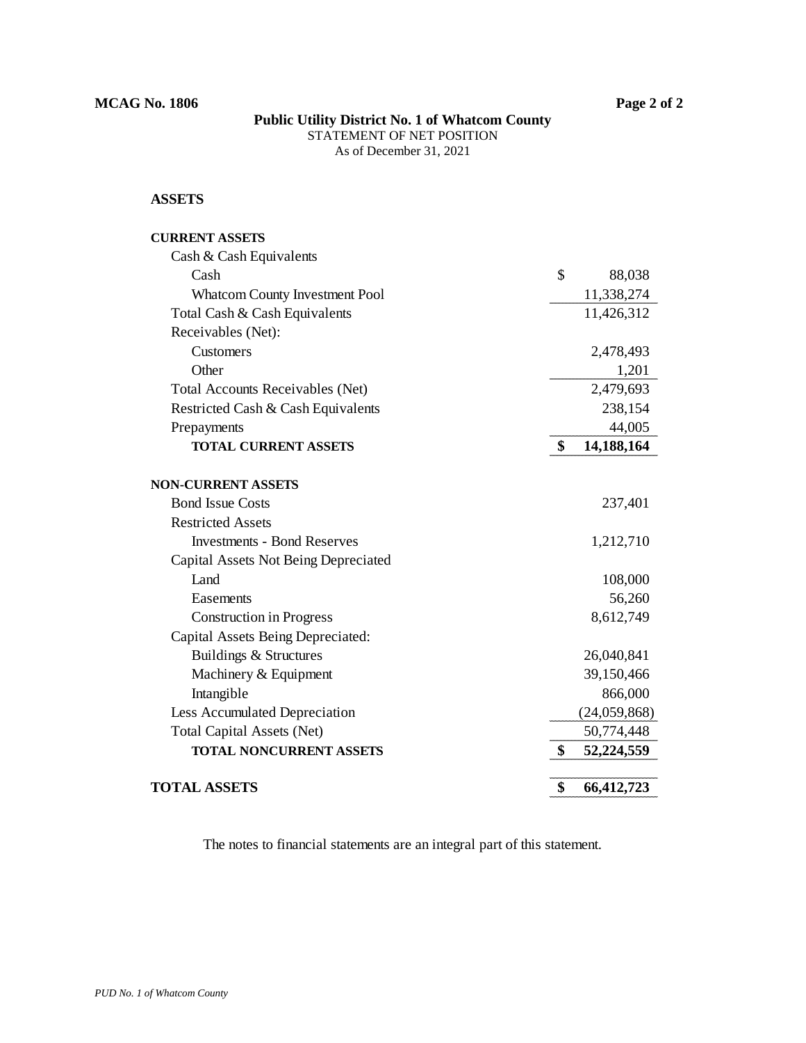**MCAG No. 1806**

# Public Utility District No. 1 of Whatcom County

STATEMENT OF NET POSITION

As of December 31, 2021

## ASSETS

| | |
|---|---|
| **CURRENT ASSETS** | |
| Cash & Cash Equivalents | |
| Cash | $ 88,038 |
| Whatcom County Investment Pool | 11,338,274 |
| Total Cash & Cash Equivalents | 11,426,312 |
| Receivables (Net): | |
| Customers | 2,478,493 |
| Other | 1,201 |
| Total Accounts Receivables (Net) | 2,479,693 |
| Restricted Cash & Cash Equivalents | 238,154 |
| Prepayments | 44,005 |
| **TOTAL CURRENT ASSETS** | **$ 14,188,164** |
| **NON-CURRENT ASSETS** | |
| Bond Issue Costs | 237,401 |
| Restricted Assets | |
| Investments - Bond Reserves | 1,212,710 |
| Capital Assets Not Being Depreciated | |
| Land | 108,000 |
| Easements | 56,260 |
| Construction in Progress | 8,612,749 |
| Capital Assets Being Depreciated: | |
| Buildings & Structures | 26,040,841 |
| Machinery & Equipment | 39,150,466 |
| Intangible | 866,000 |
| Less Accumulated Depreciation | (24,059,868) |
| Total Capital Assets (Net) | 50,774,448 |
| **TOTAL NONCURRENT ASSETS** | **$ 52,224,559** |
| **TOTAL ASSETS** | **$ 66,412,723** |

The notes to financial statements are an integral part of this statement.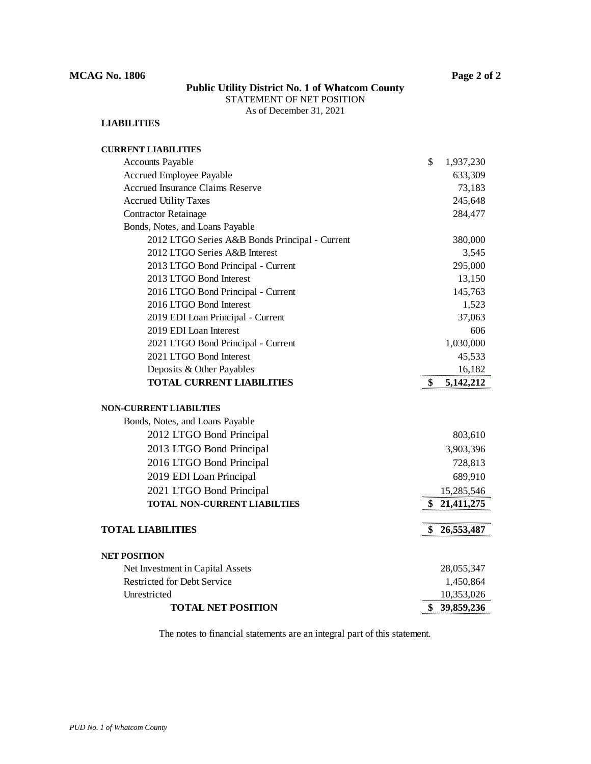**MCAG No. 1806**

**Public Utility District No. 1 of Whatcom County**

STATEMENT OF NET POSITION

As of December 31, 2021

## LIABILITIES

| | |
|---|---|
| **CURRENT LIABILITIES** | |
| Accounts Payable | $ 1,937,230 |
| Accrued Employee Payable | 633,309 |
| Accrued Insurance Claims Reserve | 73,183 |
| Accrued Utility Taxes | 245,648 |
| Contractor Retainage | 284,477 |
| Bonds, Notes, and Loans Payable | |
| 2012 LTGO Series A&B Bonds Principal - Current | 380,000 |
| 2012 LTGO Series A&B Interest | 3,545 |
| 2013 LTGO Bond Principal - Current | 295,000 |
| 2013 LTGO Bond Interest | 13,150 |
| 2016 LTGO Bond Principal - Current | 145,763 |
| 2016 LTGO Bond Interest | 1,523 |
| 2019 EDI Loan Principal - Current | 37,063 |
| 2019 EDI Loan Interest | 606 |
| 2021 LTGO Bond Principal - Current | 1,030,000 |
| 2021 LTGO Bond Interest | 45,533 |
| Deposits & Other Payables | 16,182 |
| **TOTAL CURRENT LIABILITIES** | **$ 5,142,212** |
| **NON-CURRENT LIABILTIES** | |
| Bonds, Notes, and Loans Payable | |
| 2012 LTGO Bond Principal | 803,610 |
| 2013 LTGO Bond Principal | 3,903,396 |
| 2016 LTGO Bond Principal | 728,813 |
| 2019 EDI Loan Principal | 689,910 |
| 2021 LTGO Bond Principal | 15,285,546 |
| **TOTAL NON-CURRENT LIABILTIES** | **$ 21,411,275** |
| **TOTAL LIABILITIES** | **$ 26,553,487** |
| **NET POSITION** | |
| Net Investment in Capital Assets | 28,055,347 |
| Restricted for Debt Service | 1,450,864 |
| Unrestricted | 10,353,026 |
| **TOTAL NET POSITION** | **$ 39,859,236** |

The notes to financial statements are an integral part of this statement.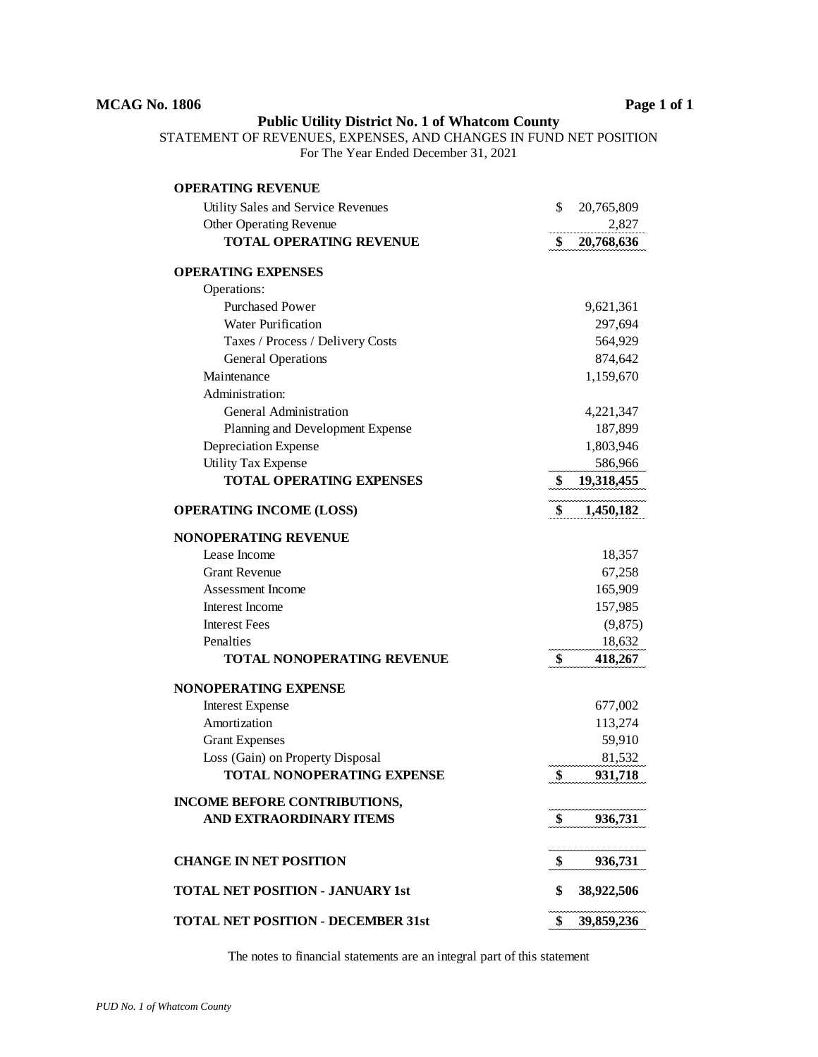**MCAG No. 1806**

## Public Utility District No. 1 of Whatcom County

STATEMENT OF REVENUES, EXPENSES, AND CHANGES IN FUND NET POSITION
For The Year Ended December 31, 2021

| | |
|---|---|
| **OPERATING REVENUE** | |
| Utility Sales and Service Revenues | $ 20,765,809 |
| Other Operating Revenue | 2,827 |
| **TOTAL OPERATING REVENUE** | **$ 20,768,636** |
| **OPERATING EXPENSES** | |
| Operations: | |
| Purchased Power | 9,621,361 |
| Water Purification | 297,694 |
| Taxes / Process / Delivery Costs | 564,929 |
| General Operations | 874,642 |
| Maintenance | 1,159,670 |
| Administration: | |
| General Administration | 4,221,347 |
| Planning and Development Expense | 187,899 |
| Depreciation Expense | 1,803,946 |
| Utility Tax Expense | 586,966 |
| **TOTAL OPERATING EXPENSES** | **$ 19,318,455** |
| **OPERATING INCOME (LOSS)** | **$ 1,450,182** |
| **NONOPERATING REVENUE** | |
| Lease Income | 18,357 |
| Grant Revenue | 67,258 |
| Assessment Income | 165,909 |
| Interest Income | 157,985 |
| Interest Fees | (9,875) |
| Penalties | 18,632 |
| **TOTAL NONOPERATING REVENUE** | **$ 418,267** |
| **NONOPERATING EXPENSE** | |
| Interest Expense | 677,002 |
| Amortization | 113,274 |
| Grant Expenses | 59,910 |
| Loss (Gain) on Property Disposal | 81,532 |
| **TOTAL NONOPERATING EXPENSE** | **$ 931,718** |
| **INCOME BEFORE CONTRIBUTIONS, AND EXTRAORDINARY ITEMS** | **$ 936,731** |
| **CHANGE IN NET POSITION** | **$ 936,731** |
| **TOTAL NET POSITION - JANUARY 1st** | **$ 38,922,506** |
| **TOTAL NET POSITION - DECEMBER 31st** | **$ 39,859,236** |

The notes to financial statements are an integral part of this statement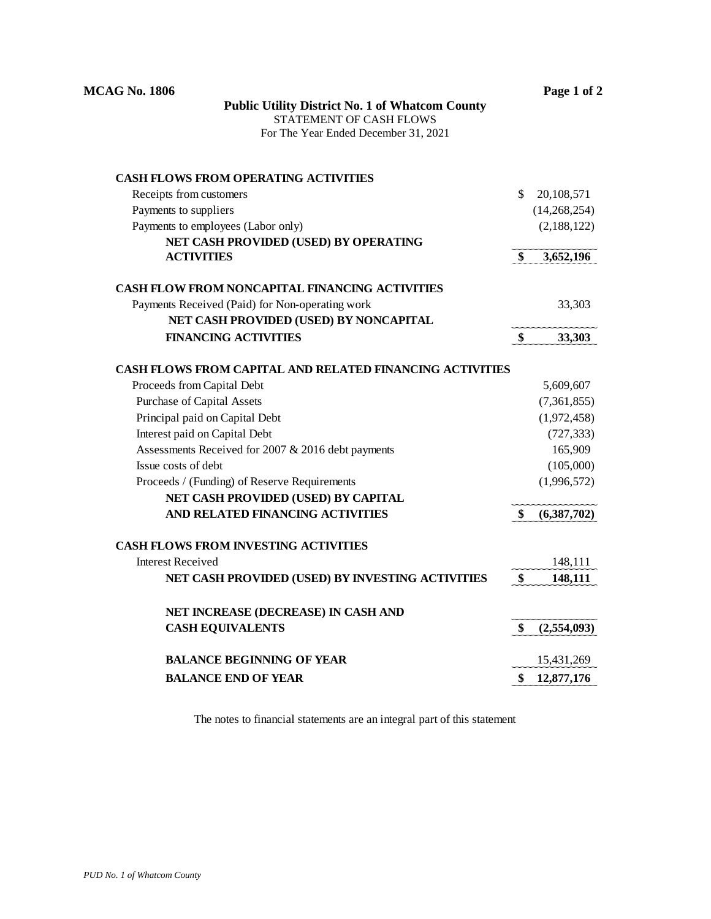**MCAG No. 1806**

**Public Utility District No. 1 of Whatcom County**
STATEMENT OF CASH FLOWS
For The Year Ended December 31, 2021

| | |
|---|---|
| **CASH FLOWS FROM OPERATING ACTIVITIES** | |
| Receipts from customers | $ 20,108,571 |
| Payments to suppliers | (14,268,254) |
| Payments to employees (Labor only) | (2,188,122) |
| **NET CASH PROVIDED (USED) BY OPERATING ACTIVITIES** | **$ 3,652,196** |
| **CASH FLOW FROM NONCAPITAL FINANCING ACTIVITIES** | |
| Payments Received (Paid) for Non-operating work | 33,303 |
| **NET CASH PROVIDED (USED) BY NONCAPITAL FINANCING ACTIVITIES** | **$ 33,303** |
| **CASH FLOWS FROM CAPITAL AND RELATED FINANCING ACTIVITIES** | |
| Proceeds from Capital Debt | 5,609,607 |
| Purchase of Capital Assets | (7,361,855) |
| Principal paid on Capital Debt | (1,972,458) |
| Interest paid on Capital Debt | (727,333) |
| Assessments Received for 2007 & 2016 debt payments | 165,909 |
| Issue costs of debt | (105,000) |
| Proceeds / (Funding) of Reserve Requirements | (1,996,572) |
| **NET CASH PROVIDED (USED) BY CAPITAL AND RELATED FINANCING ACTIVITIES** | **$ (6,387,702)** |
| **CASH FLOWS FROM INVESTING ACTIVITIES** | |
| Interest Received | 148,111 |
| **NET CASH PROVIDED (USED) BY INVESTING ACTIVITIES** | **$ 148,111** |
| **NET INCREASE (DECREASE) IN CASH AND CASH EQUIVALENTS** | **$ (2,554,093)** |
| **BALANCE BEGINNING OF YEAR** | 15,431,269 |
| **BALANCE END OF YEAR** | **$ 12,877,176** |

The notes to financial statements are an integral part of this statement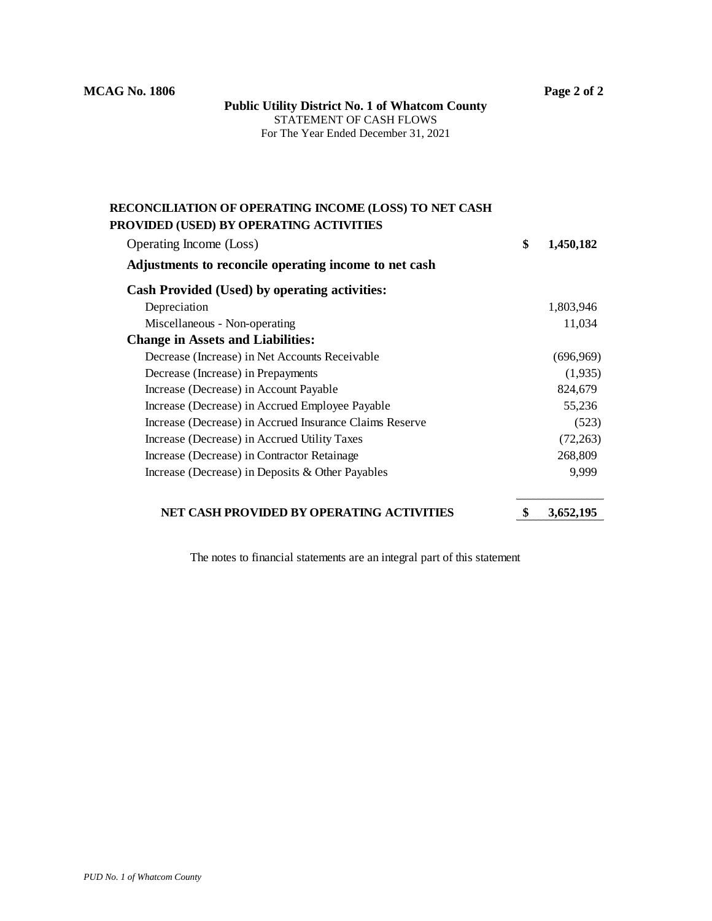**MCAG No. 1806**

**Public Utility District No. 1 of Whatcom County**
STATEMENT OF CASH FLOWS
For The Year Ended December 31, 2021

| **RECONCILIATION OF OPERATING INCOME (LOSS) TO NET CASH PROVIDED (USED) BY OPERATING ACTIVITIES** | |
|---|---|
| Operating Income (Loss) | **$ 1,450,182** |
| **Adjustments to reconcile operating income to net cash** | |
| **Cash Provided (Used) by operating activities:** | |
| Depreciation | 1,803,946 |
| Miscellaneous - Non-operating | 11,034 |
| **Change in Assets and Liabilities:** | |
| Decrease (Increase) in Net Accounts Receivable | (696,969) |
| Decrease (Increase) in Prepayments | (1,935) |
| Increase (Decrease) in Account Payable | 824,679 |
| Increase (Decrease) in Accrued Employee Payable | 55,236 |
| Increase (Decrease) in Accrued Insurance Claims Reserve | (523) |
| Increase (Decrease) in Accrued Utility Taxes | (72,263) |
| Increase (Decrease) in Contractor Retainage | 268,809 |
| Increase (Decrease) in Deposits & Other Payables | 9,999 |
| **NET CASH PROVIDED BY OPERATING ACTIVITIES** | **$ 3,652,195** |

The notes to financial statements are an integral part of this statement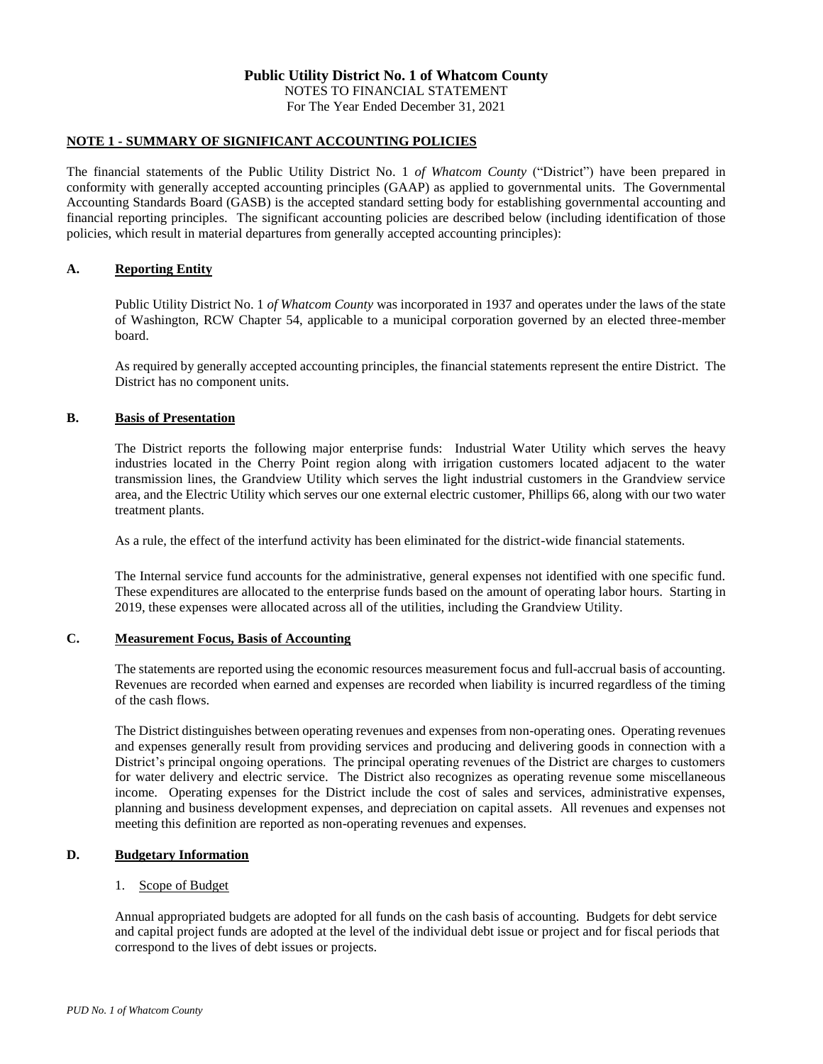**Public Utility District No. 1 of Whatcom County**

NOTES TO FINANCIAL STATEMENT

For The Year Ended December 31, 2021

## NOTE 1 - SUMMARY OF SIGNIFICANT ACCOUNTING POLICIES

The financial statements of the Public Utility District No. 1 *of Whatcom County* ("District") have been prepared in conformity with generally accepted accounting principles (GAAP) as applied to governmental units. The Governmental Accounting Standards Board (GASB) is the accepted standard setting body for establishing governmental accounting and financial reporting principles. The significant accounting policies are described below (including identification of those policies, which result in material departures from generally accepted accounting principles):

### A. Reporting Entity

Public Utility District No. 1 *of Whatcom County* was incorporated in 1937 and operates under the laws of the state of Washington, RCW Chapter 54, applicable to a municipal corporation governed by an elected three-member board.

As required by generally accepted accounting principles, the financial statements represent the entire District. The District has no component units.

### B. Basis of Presentation

The District reports the following major enterprise funds: Industrial Water Utility which serves the heavy industries located in the Cherry Point region along with irrigation customers located adjacent to the water transmission lines, the Grandview Utility which serves the light industrial customers in the Grandview service area, and the Electric Utility which serves our one external electric customer, Phillips 66, along with our two water treatment plants.

As a rule, the effect of the interfund activity has been eliminated for the district-wide financial statements.

The Internal service fund accounts for the administrative, general expenses not identified with one specific fund. These expenditures are allocated to the enterprise funds based on the amount of operating labor hours. Starting in 2019, these expenses were allocated across all of the utilities, including the Grandview Utility.

### C. Measurement Focus, Basis of Accounting

The statements are reported using the economic resources measurement focus and full-accrual basis of accounting. Revenues are recorded when earned and expenses are recorded when liability is incurred regardless of the timing of the cash flows.

The District distinguishes between operating revenues and expenses from non-operating ones. Operating revenues and expenses generally result from providing services and producing and delivering goods in connection with a District's principal ongoing operations. The principal operating revenues of the District are charges to customers for water delivery and electric service. The District also recognizes as operating revenue some miscellaneous income. Operating expenses for the District include the cost of sales and services, administrative expenses, planning and business development expenses, and depreciation on capital assets. All revenues and expenses not meeting this definition are reported as non-operating revenues and expenses.

### D. Budgetary Information

1. Scope of Budget

Annual appropriated budgets are adopted for all funds on the cash basis of accounting. Budgets for debt service and capital project funds are adopted at the level of the individual debt issue or project and for fiscal periods that correspond to the lives of debt issues or projects.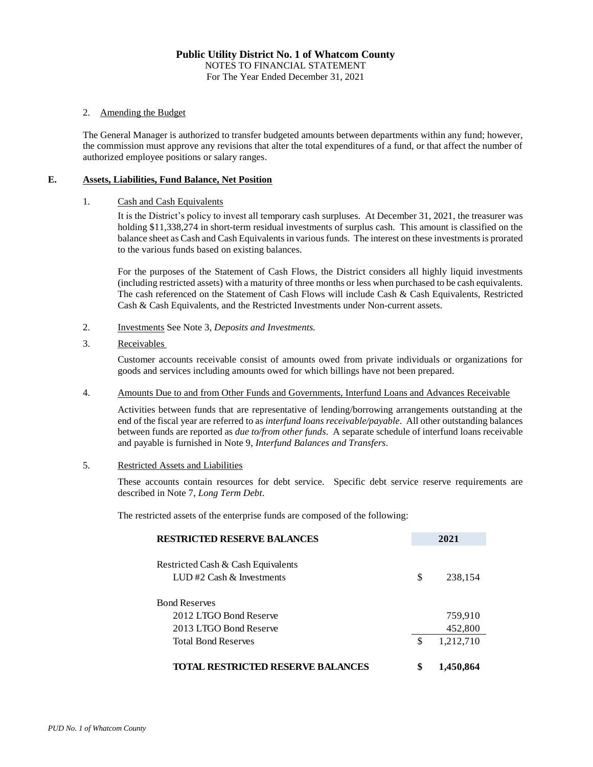**Public Utility District No. 1 of Whatcom County**
NOTES TO FINANCIAL STATEMENT
For The Year Ended December 31, 2021

2. Amending the Budget

The General Manager is authorized to transfer budgeted amounts between departments within any fund; however, the commission must approve any revisions that alter the total expenditures of a fund, or that affect the number of authorized employee positions or salary ranges.

## E. Assets, Liabilities, Fund Balance, Net Position

1. Cash and Cash Equivalents

   It is the District's policy to invest all temporary cash surpluses. At December 31, 2021, the treasurer was holding $11,338,274 in short-term residual investments of surplus cash. This amount is classified on the balance sheet as Cash and Cash Equivalents in various funds. The interest on these investments is prorated to the various funds based on existing balances.

   For the purposes of the Statement of Cash Flows, the District considers all highly liquid investments (including restricted assets) with a maturity of three months or less when purchased to be cash equivalents. The cash referenced on the Statement of Cash Flows will include Cash & Cash Equivalents, Restricted Cash & Cash Equivalents, and the Restricted Investments under Non-current assets.

2. Investments See Note 3, *Deposits and Investments.*

3. Receivables

   Customer accounts receivable consist of amounts owed from private individuals or organizations for goods and services including amounts owed for which billings have not been prepared.

4. Amounts Due to and from Other Funds and Governments, Interfund Loans and Advances Receivable

   Activities between funds that are representative of lending/borrowing arrangements outstanding at the end of the fiscal year are referred to as *interfund loans receivable/payable*. All other outstanding balances between funds are reported as *due to/from other funds*. A separate schedule of interfund loans receivable and payable is furnished in Note 9, *Interfund Balances and Transfers*.

5. Restricted Assets and Liabilities

   These accounts contain resources for debt service. Specific debt service reserve requirements are described in Note 7, *Long Term Debt*.

   The restricted assets of the enterprise funds are composed of the following:

| **RESTRICTED RESERVE BALANCES** | **2021** |
|---|---|
| Restricted Cash & Cash Equivalents | |
| LUD #2 Cash & Investments | $ 238,154 |
| Bond Reserves | |
| 2012 LTGO Bond Reserve | 759,910 |
| 2013 LTGO Bond Reserve | 452,800 |
| Total Bond Reserves | $ 1,212,710 |
| **TOTAL RESTRICTED RESERVE BALANCES** | **$ 1,450,864** |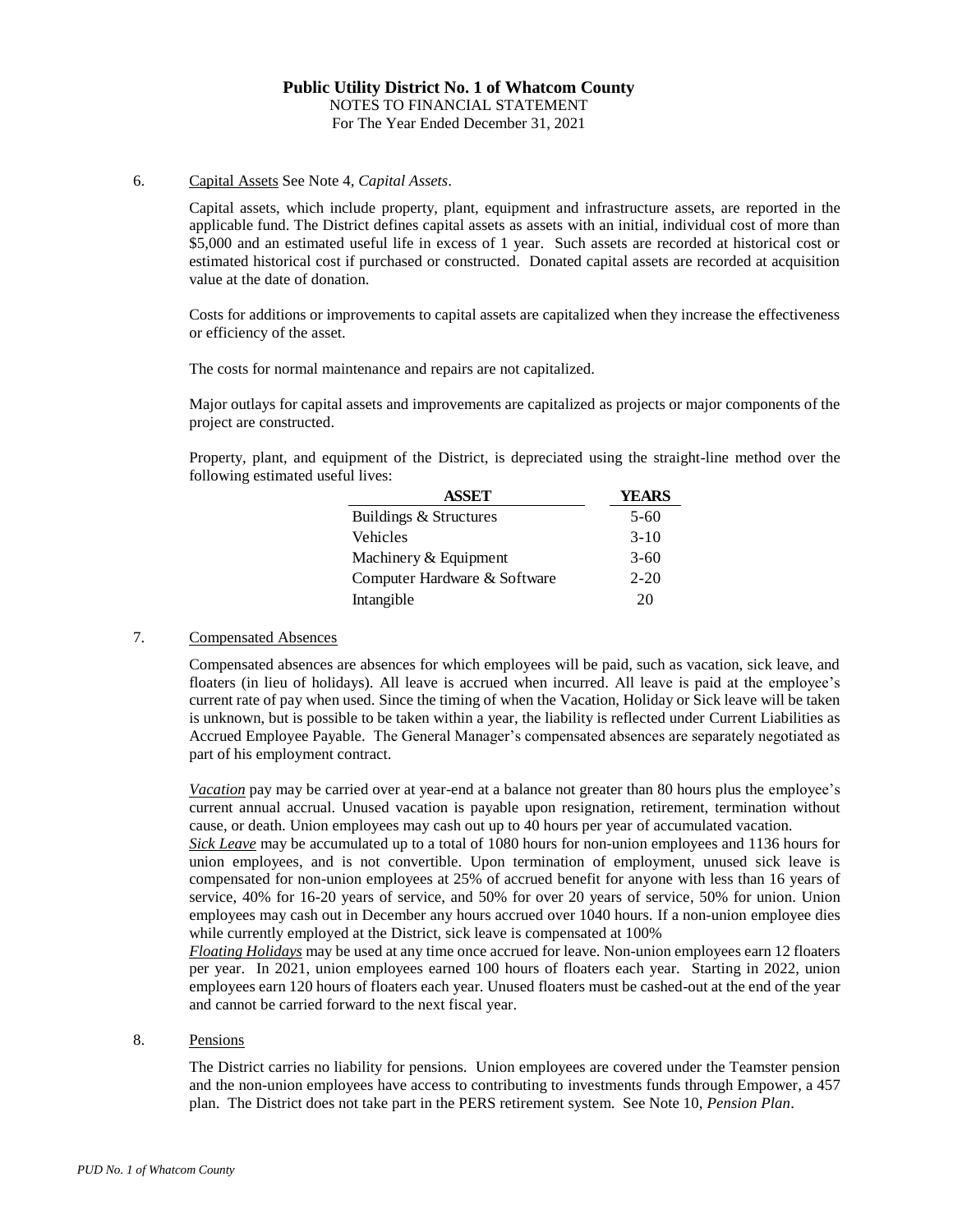**Public Utility District No. 1 of Whatcom County**
NOTES TO FINANCIAL STATEMENT
For The Year Ended December 31, 2021

6. Capital Assets See Note 4, *Capital Assets*.

Capital assets, which include property, plant, equipment and infrastructure assets, are reported in the applicable fund. The District defines capital assets as assets with an initial, individual cost of more than $5,000 and an estimated useful life in excess of 1 year. Such assets are recorded at historical cost or estimated historical cost if purchased or constructed. Donated capital assets are recorded at acquisition value at the date of donation.

Costs for additions or improvements to capital assets are capitalized when they increase the effectiveness or efficiency of the asset.

The costs for normal maintenance and repairs are not capitalized.

Major outlays for capital assets and improvements are capitalized as projects or major components of the project are constructed.

Property, plant, and equipment of the District, is depreciated using the straight-line method over the following estimated useful lives:

| ASSET | YEARS |
|---|---|
| Buildings & Structures | 5-60 |
| Vehicles | 3-10 |
| Machinery & Equipment | 3-60 |
| Computer Hardware & Software | 2-20 |
| Intangible | 20 |

7. Compensated Absences

Compensated absences are absences for which employees will be paid, such as vacation, sick leave, and floaters (in lieu of holidays). All leave is accrued when incurred. All leave is paid at the employee's current rate of pay when used. Since the timing of when the Vacation, Holiday or Sick leave will be taken is unknown, but is possible to be taken within a year, the liability is reflected under Current Liabilities as Accrued Employee Payable. The General Manager's compensated absences are separately negotiated as part of his employment contract.

*Vacation* pay may be carried over at year-end at a balance not greater than 80 hours plus the employee's current annual accrual. Unused vacation is payable upon resignation, retirement, termination without cause, or death. Union employees may cash out up to 40 hours per year of accumulated vacation.
*Sick Leave* may be accumulated up to a total of 1080 hours for non-union employees and 1136 hours for union employees, and is not convertible. Upon termination of employment, unused sick leave is compensated for non-union employees at 25% of accrued benefit for anyone with less than 16 years of service, 40% for 16-20 years of service, and 50% for over 20 years of service, 50% for union. Union employees may cash out in December any hours accrued over 1040 hours. If a non-union employee dies while currently employed at the District, sick leave is compensated at 100%
*Floating Holidays* may be used at any time once accrued for leave. Non-union employees earn 12 floaters per year. In 2021, union employees earned 100 hours of floaters each year. Starting in 2022, union employees earn 120 hours of floaters each year. Unused floaters must be cashed-out at the end of the year and cannot be carried forward to the next fiscal year.

8. Pensions

The District carries no liability for pensions. Union employees are covered under the Teamster pension and the non-union employees have access to contributing to investments funds through Empower, a 457 plan. The District does not take part in the PERS retirement system. See Note 10, *Pension Plan*.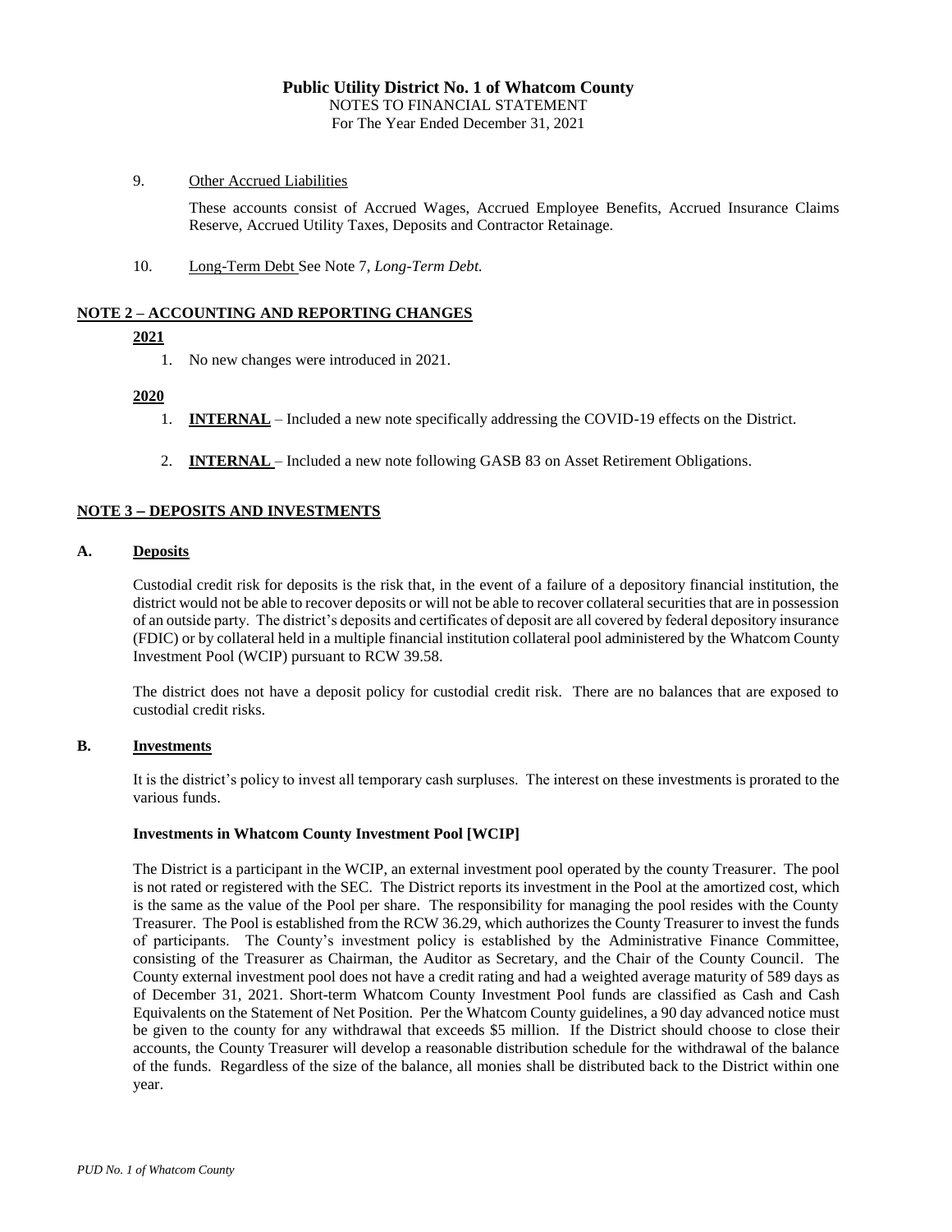9. Other Accrued Liabilities

   These accounts consist of Accrued Wages, Accrued Employee Benefits, Accrued Insurance Claims Reserve, Accrued Utility Taxes, Deposits and Contractor Retainage.

10. Long-Term Debt See Note 7, *Long-Term Debt.*

## NOTE 2 – ACCOUNTING AND REPORTING CHANGES

**2021**

1. No new changes were introduced in 2021.

**2020**

1. **INTERNAL** – Included a new note specifically addressing the COVID-19 effects on the District.
2. **INTERNAL** – Included a new note following GASB 83 on Asset Retirement Obligations.

## NOTE 3 – DEPOSITS AND INVESTMENTS

### A. Deposits

Custodial credit risk for deposits is the risk that, in the event of a failure of a depository financial institution, the district would not be able to recover deposits or will not be able to recover collateral securities that are in possession of an outside party. The district's deposits and certificates of deposit are all covered by federal depository insurance (FDIC) or by collateral held in a multiple financial institution collateral pool administered by the Whatcom County Investment Pool (WCIP) pursuant to RCW 39.58.

The district does not have a deposit policy for custodial credit risk. There are no balances that are exposed to custodial credit risks.

### B. Investments

It is the district's policy to invest all temporary cash surpluses. The interest on these investments is prorated to the various funds.

**Investments in Whatcom County Investment Pool [WCIP]**

The District is a participant in the WCIP, an external investment pool operated by the county Treasurer. The pool is not rated or registered with the SEC. The District reports its investment in the Pool at the amortized cost, which is the same as the value of the Pool per share. The responsibility for managing the pool resides with the County Treasurer. The Pool is established from the RCW 36.29, which authorizes the County Treasurer to invest the funds of participants. The County's investment policy is established by the Administrative Finance Committee, consisting of the Treasurer as Chairman, the Auditor as Secretary, and the Chair of the County Council. The County external investment pool does not have a credit rating and had a weighted average maturity of 589 days as of December 31, 2021. Short-term Whatcom County Investment Pool funds are classified as Cash and Cash Equivalents on the Statement of Net Position. Per the Whatcom County guidelines, a 90 day advanced notice must be given to the county for any withdrawal that exceeds $5 million. If the District should choose to close their accounts, the County Treasurer will develop a reasonable distribution schedule for the withdrawal of the balance of the funds. Regardless of the size of the balance, all monies shall be distributed back to the District within one year.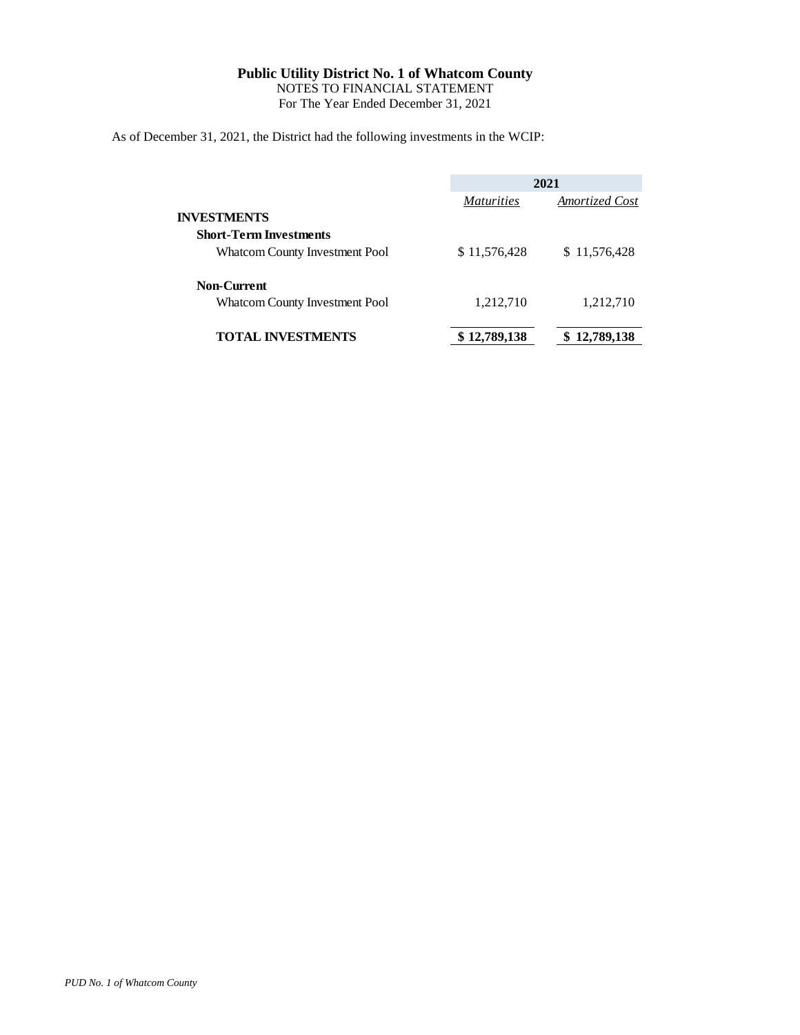**Public Utility District No. 1 of Whatcom County**
NOTES TO FINANCIAL STATEMENT
For The Year Ended December 31, 2021

As of December 31, 2021, the District had the following investments in the WCIP:

| | 2021 | |
|---|---|---|
| | *Maturities* | *Amortized Cost* |
| **INVESTMENTS** | | |
| **Short-Term Investments** | | |
| Whatcom County Investment Pool | $ 11,576,428 | $ 11,576,428 |
| **Non-Current** | | |
| Whatcom County Investment Pool | 1,212,710 | 1,212,710 |
| **TOTAL INVESTMENTS** | **$ 12,789,138** | **$ 12,789,138** |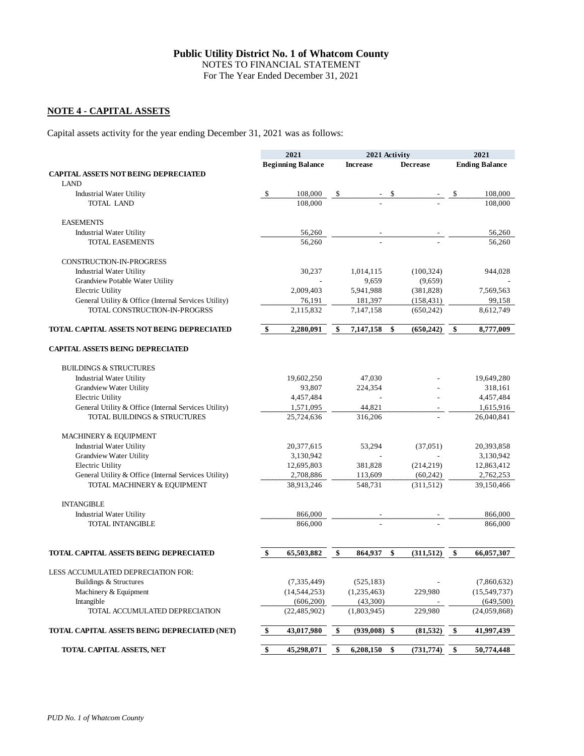# Public Utility District No. 1 of Whatcom County

NOTES TO FINANCIAL STATEMENT

For The Year Ended December 31, 2021

## NOTE 4 - CAPITAL ASSETS

Capital assets activity for the year ending December 31, 2021 was as follows:

| | 2021 | 2021 Activity | | 2021 |
|---|---|---|---|---|
| | Beginning Balance | Increase | Decrease | Ending Balance |
| **CAPITAL ASSETS NOT BEING DEPRECIATED** | | | | |
| LAND | | | | |
| Industrial Water Utility | $ 108,000 | $ - | $ - | $ 108,000 |
| TOTAL LAND | 108,000 | - | - | 108,000 |
| EASEMENTS | | | | |
| Industrial Water Utility | 56,260 | - | - | 56,260 |
| TOTAL EASEMENTS | 56,260 | - | - | 56,260 |
| CONSTRUCTION-IN-PROGRESS | | | | |
| Industrial Water Utility | 30,237 | 1,014,115 | (100,324) | 944,028 |
| Grandview Potable Water Utility | - | 9,659 | (9,659) | - |
| Electric Utility | 2,009,403 | 5,941,988 | (381,828) | 7,569,563 |
| General Utility & Office (Internal Services Utility) | 76,191 | 181,397 | (158,431) | 99,158 |
| TOTAL CONSTRUCTION-IN-PROGRSS | 2,115,832 | 7,147,158 | (650,242) | 8,612,749 |
| **TOTAL CAPITAL ASSETS NOT BEING DEPRECIATED** | **$ 2,280,091** | **$ 7,147,158** | **$ (650,242)** | **$ 8,777,009** |
| **CAPITAL ASSETS BEING DEPRECIATED** | | | | |
| BUILDINGS & STRUCTURES | | | | |
| Industrial Water Utility | 19,602,250 | 47,030 | - | 19,649,280 |
| Grandview Water Utility | 93,807 | 224,354 | - | 318,161 |
| Electric Utility | 4,457,484 | - | - | 4,457,484 |
| General Utility & Office (Internal Services Utility) | 1,571,095 | 44,821 | - | 1,615,916 |
| TOTAL BUILDINGS & STRUCTURES | 25,724,636 | 316,206 | - | 26,040,841 |
| MACHINERY & EQUIPMENT | | | | |
| Industrial Water Utility | 20,377,615 | 53,294 | (37,051) | 20,393,858 |
| Grandview Water Utility | 3,130,942 | - | - | 3,130,942 |
| Electric Utility | 12,695,803 | 381,828 | (214,219) | 12,863,412 |
| General Utility & Office (Internal Services Utility) | 2,708,886 | 113,609 | (60,242) | 2,762,253 |
| TOTAL MACHINERY & EQUIPMENT | 38,913,246 | 548,731 | (311,512) | 39,150,466 |
| INTANGIBLE | | | | |
| Industrial Water Utility | 866,000 | - | - | 866,000 |
| TOTAL INTANGIBLE | 866,000 | - | - | 866,000 |
| **TOTAL CAPITAL ASSETS BEING DEPRECIATED** | **$ 65,503,882** | **$ 864,937** | **$ (311,512)** | **$ 66,057,307** |
| LESS ACCUMULATED DEPRECIATION FOR: | | | | |
| Buildings & Structures | (7,335,449) | (525,183) | - | (7,860,632) |
| Machinery & Equipment | (14,544,253) | (1,235,463) | 229,980 | (15,549,737) |
| Intangible | (606,200) | (43,300) | - | (649,500) |
| TOTAL ACCUMULATED DEPRECIATION | (22,485,902) | (1,803,945) | 229,980 | (24,059,868) |
| **TOTAL CAPITAL ASSETS BEING DEPRECIATED (NET)** | **$ 43,017,980** | **$ (939,008)** | **$ (81,532)** | **$ 41,997,439** |
| **TOTAL CAPITAL ASSETS, NET** | **$ 45,298,071** | **$ 6,208,150** | **$ (731,774)** | **$ 50,774,448** |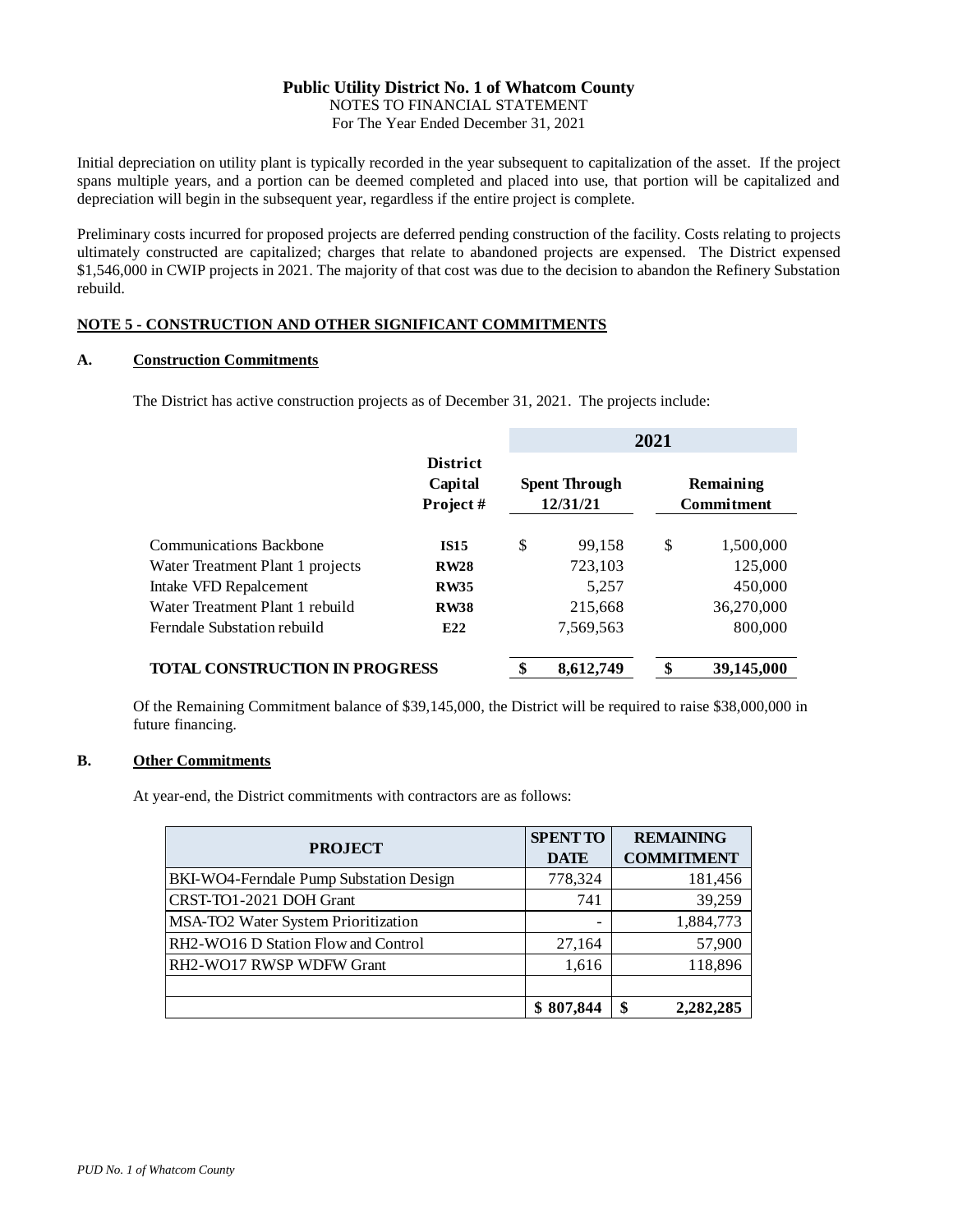**Public Utility District No. 1 of Whatcom County**
NOTES TO FINANCIAL STATEMENT
For The Year Ended December 31, 2021

Initial depreciation on utility plant is typically recorded in the year subsequent to capitalization of the asset. If the project spans multiple years, and a portion can be deemed completed and placed into use, that portion will be capitalized and depreciation will begin in the subsequent year, regardless if the entire project is complete.

Preliminary costs incurred for proposed projects are deferred pending construction of the facility. Costs relating to projects ultimately constructed are capitalized; charges that relate to abandoned projects are expensed. The District expensed $1,546,000 in CWIP projects in 2021. The majority of that cost was due to the decision to abandon the Refinery Substation rebuild.

## NOTE 5 - CONSTRUCTION AND OTHER SIGNIFICANT COMMITMENTS

### A. Construction Commitments

The District has active construction projects as of December 31, 2021. The projects include:

| | | 2021 | |
|---|---|---|---|
| | **District Capital Project #** | **Spent Through 12/31/21** | **Remaining Commitment** |
| Communications Backbone | **IS15** | $ 99,158 | $ 1,500,000 |
| Water Treatment Plant 1 projects | **RW28** | 723,103 | 125,000 |
| Intake VFD Repalcement | **RW35** | 5,257 | 450,000 |
| Water Treatment Plant 1 rebuild | **RW38** | 215,668 | 36,270,000 |
| Ferndale Substation rebuild | **E22** | 7,569,563 | 800,000 |
| **TOTAL CONSTRUCTION IN PROGRESS** | | **$ 8,612,749** | **$ 39,145,000** |

Of the Remaining Commitment balance of $39,145,000, the District will be required to raise $38,000,000 in future financing.

### B. Other Commitments

At year-end, the District commitments with contractors are as follows:

| PROJECT | SPENT TO DATE | REMAINING COMMITMENT |
|---|---|---|
| BKI-WO4-Ferndale Pump Substation Design | 778,324 | 181,456 |
| CRST-TO1-2021 DOH Grant | 741 | 39,259 |
| MSA-TO2 Water System Prioritization | - | 1,884,773 |
| RH2-WO16 D Station Flow and Control | 27,164 | 57,900 |
| RH2-WO17 RWSP WDFW Grant | 1,616 | 118,896 |
| | | |
| | **$ 807,844** | **$ 2,282,285** |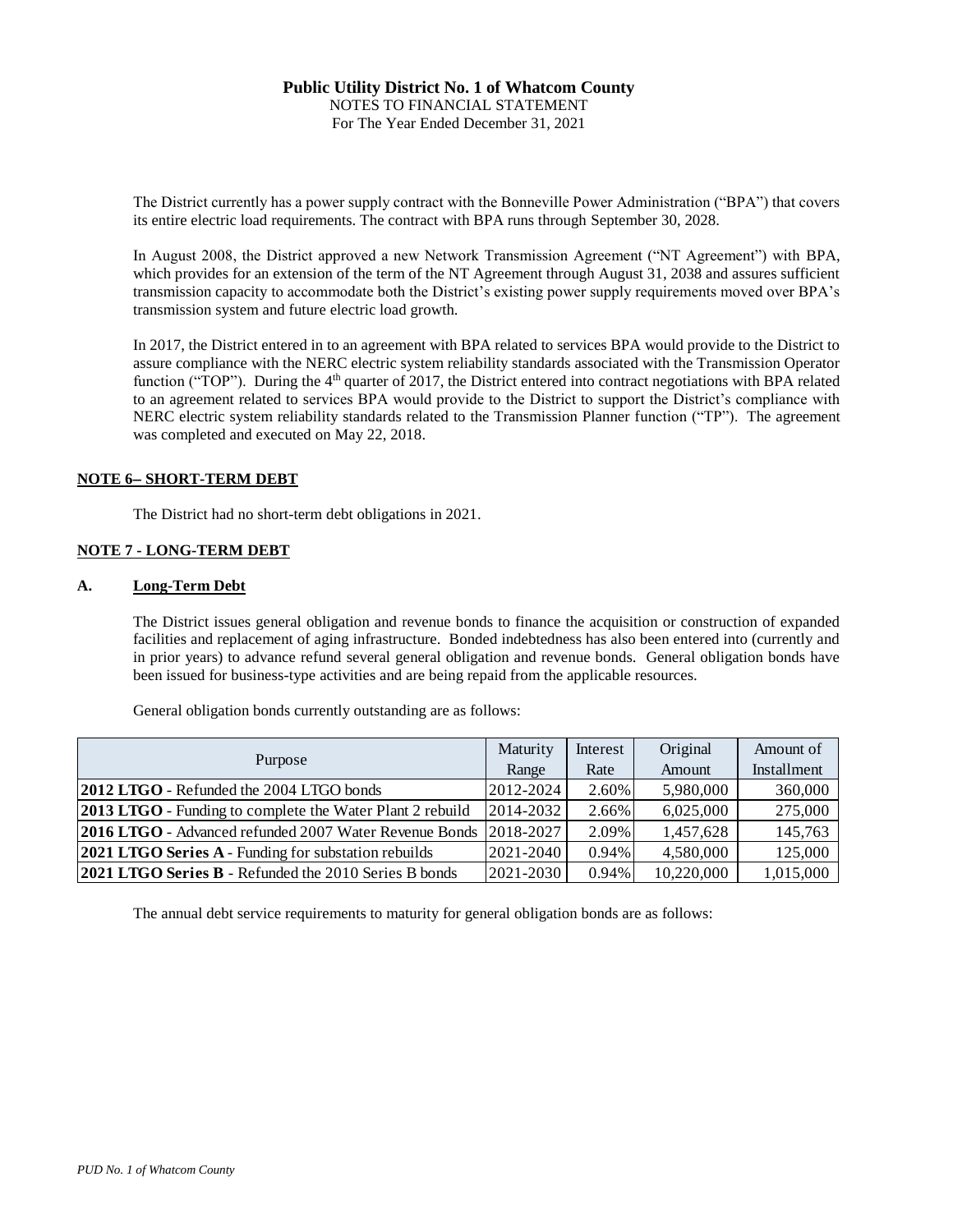The District currently has a power supply contract with the Bonneville Power Administration ("BPA") that covers its entire electric load requirements. The contract with BPA runs through September 30, 2028.

In August 2008, the District approved a new Network Transmission Agreement ("NT Agreement") with BPA, which provides for an extension of the term of the NT Agreement through August 31, 2038 and assures sufficient transmission capacity to accommodate both the District's existing power supply requirements moved over BPA's transmission system and future electric load growth.

In 2017, the District entered in to an agreement with BPA related to services BPA would provide to the District to assure compliance with the NERC electric system reliability standards associated with the Transmission Operator function ("TOP"). During the 4th quarter of 2017, the District entered into contract negotiations with BPA related to an agreement related to services BPA would provide to the District to support the District's compliance with NERC electric system reliability standards related to the Transmission Planner function ("TP"). The agreement was completed and executed on May 22, 2018.

## NOTE 6– SHORT-TERM DEBT

The District had no short-term debt obligations in 2021.

## NOTE 7 - LONG-TERM DEBT

### A. Long-Term Debt

The District issues general obligation and revenue bonds to finance the acquisition or construction of expanded facilities and replacement of aging infrastructure. Bonded indebtedness has also been entered into (currently and in prior years) to advance refund several general obligation and revenue bonds. General obligation bonds have been issued for business-type activities and are being repaid from the applicable resources.

General obligation bonds currently outstanding are as follows:

| Purpose | Maturity Range | Interest Rate | Original Amount | Amount of Installment |
|---|---|---|---|---|
| **2012 LTGO** - Refunded the 2004 LTGO bonds | 2012-2024 | 2.60% | 5,980,000 | 360,000 |
| **2013 LTGO** - Funding to complete the Water Plant 2 rebuild | 2014-2032 | 2.66% | 6,025,000 | 275,000 |
| **2016 LTGO** - Advanced refunded 2007 Water Revenue Bonds | 2018-2027 | 2.09% | 1,457,628 | 145,763 |
| **2021 LTGO Series A** - Funding for substation rebuilds | 2021-2040 | 0.94% | 4,580,000 | 125,000 |
| **2021 LTGO Series B** - Refunded the 2010 Series B bonds | 2021-2030 | 0.94% | 10,220,000 | 1,015,000 |

The annual debt service requirements to maturity for general obligation bonds are as follows: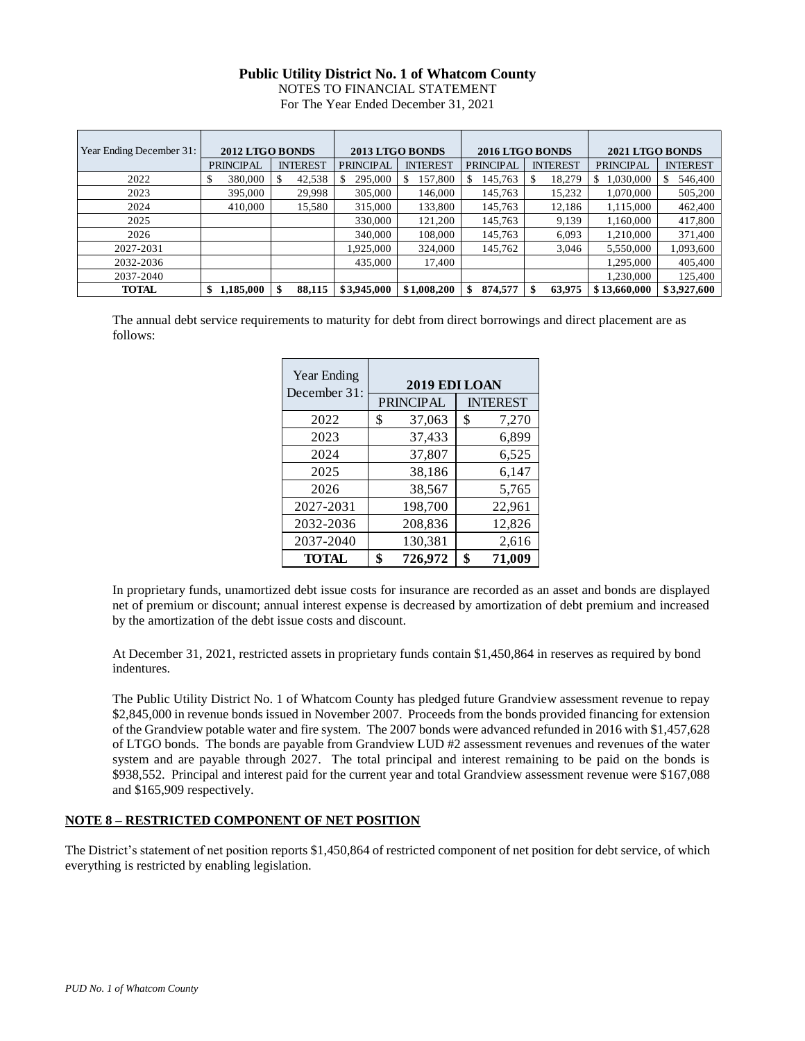**Public Utility District No. 1 of Whatcom County**
NOTES TO FINANCIAL STATEMENT
For The Year Ended December 31, 2021

| Year Ending December 31: | 2012 LTGO BONDS | | 2013 LTGO BONDS | | 2016 LTGO BONDS | | 2021 LTGO BONDS | |
|---|---|---|---|---|---|---|---|---|
| | PRINCIPAL | INTEREST | PRINCIPAL | INTEREST | PRINCIPAL | INTEREST | PRINCIPAL | INTEREST |
| 2022 | $ 380,000 | $ 42,538 | $ 295,000 | $ 157,800 | $ 145,763 | $ 18,279 | $ 1,030,000 | $ 546,400 |
| 2023 | 395,000 | 29,998 | 305,000 | 146,000 | 145,763 | 15,232 | 1,070,000 | 505,200 |
| 2024 | 410,000 | 15,580 | 315,000 | 133,800 | 145,763 | 12,186 | 1,115,000 | 462,400 |
| 2025 | | | 330,000 | 121,200 | 145,763 | 9,139 | 1,160,000 | 417,800 |
| 2026 | | | 340,000 | 108,000 | 145,763 | 6,093 | 1,210,000 | 371,400 |
| 2027-2031 | | | 1,925,000 | 324,000 | 145,762 | 3,046 | 5,550,000 | 1,093,600 |
| 2032-2036 | | | 435,000 | 17,400 | | | 1,295,000 | 405,400 |
| 2037-2040 | | | | | | | 1,230,000 | 125,400 |
| **TOTAL** | **$ 1,185,000** | **$ 88,115** | **$ 3,945,000** | **$ 1,008,200** | **$ 874,577** | **$ 63,975** | **$ 13,660,000** | **$ 3,927,600** |

The annual debt service requirements to maturity for debt from direct borrowings and direct placement are as follows:

| Year Ending December 31: | 2019 EDI LOAN | |
|---|---|---|
| | PRINCIPAL | INTEREST |
| 2022 | $ 37,063 | $ 7,270 |
| 2023 | 37,433 | 6,899 |
| 2024 | 37,807 | 6,525 |
| 2025 | 38,186 | 6,147 |
| 2026 | 38,567 | 5,765 |
| 2027-2031 | 198,700 | 22,961 |
| 2032-2036 | 208,836 | 12,826 |
| 2037-2040 | 130,381 | 2,616 |
| **TOTAL** | **$ 726,972** | **$ 71,009** |

In proprietary funds, unamortized debt issue costs for insurance are recorded as an asset and bonds are displayed net of premium or discount; annual interest expense is decreased by amortization of debt premium and increased by the amortization of the debt issue costs and discount.

At December 31, 2021, restricted assets in proprietary funds contain $1,450,864 in reserves as required by bond indentures.

The Public Utility District No. 1 of Whatcom County has pledged future Grandview assessment revenue to repay $2,845,000 in revenue bonds issued in November 2007. Proceeds from the bonds provided financing for extension of the Grandview potable water and fire system. The 2007 bonds were advanced refunded in 2016 with $1,457,628 of LTGO bonds. The bonds are payable from Grandview LUD #2 assessment revenues and revenues of the water system and are payable through 2027. The total principal and interest remaining to be paid on the bonds is $938,552. Principal and interest paid for the current year and total Grandview assessment revenue were $167,088 and $165,909 respectively.

## NOTE 8 – RESTRICTED COMPONENT OF NET POSITION

The District's statement of net position reports $1,450,864 of restricted component of net position for debt service, of which everything is restricted by enabling legislation.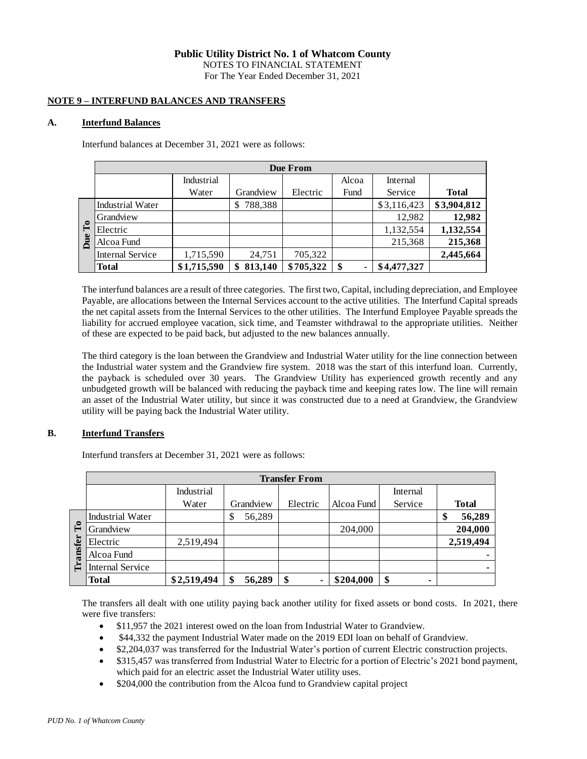**Public Utility District No. 1 of Whatcom County**
NOTES TO FINANCIAL STATEMENT
For The Year Ended December 31, 2021

## NOTE 9 – INTERFUND BALANCES AND TRANSFERS

### A. Interfund Balances

Interfund balances at December 31, 2021 were as follows:

| | | Due From | | | | | |
|---|---|---|---|---|---|---|---|
| | | Industrial Water | Grandview | Electric | Alcoa Fund | Internal Service | **Total** |
| Due To | Industrial Water | | $ 788,388 | | | $3,116,423 | **$3,904,812** |
| | Grandview | | | | | 12,982 | **12,982** |
| | Electric | | | | | 1,132,554 | **1,132,554** |
| | Alcoa Fund | | | | | 215,368 | **215,368** |
| | Internal Service | 1,715,590 | 24,751 | 705,322 | | | **2,445,664** |
| | **Total** | **$1,715,590** | **$ 813,140** | **$705,322** | **$ -** | **$4,477,327** | |

The interfund balances are a result of three categories. The first two, Capital, including depreciation, and Employee Payable, are allocations between the Internal Services account to the active utilities. The Interfund Capital spreads the net capital assets from the Internal Services to the other utilities. The Interfund Employee Payable spreads the liability for accrued employee vacation, sick time, and Teamster withdrawal to the appropriate utilities. Neither of these are expected to be paid back, but adjusted to the new balances annually.

The third category is the loan between the Grandview and Industrial Water utility for the line connection between the Industrial water system and the Grandview fire system. 2018 was the start of this interfund loan. Currently, the payback is scheduled over 30 years. The Grandview Utility has experienced growth recently and any unbudgeted growth will be balanced with reducing the payback time and keeping rates low. The line will remain an asset of the Industrial Water utility, but since it was constructed due to a need at Grandview, the Grandview utility will be paying back the Industrial Water utility.

### B. Interfund Transfers

Interfund transfers at December 31, 2021 were as follows:

| | | Transfer From | | | | | |
|---|---|---|---|---|---|---|---|
| | | Industrial Water | Grandview | Electric | Alcoa Fund | Internal Service | **Total** |
| Transfer To | Industrial Water | | $ 56,289 | | | | **$ 56,289** |
| | Grandview | | | | 204,000 | | **204,000** |
| | Electric | 2,519,494 | | | | | **2,519,494** |
| | Alcoa Fund | | | | | | - |
| | Internal Service | | | | | | - |
| | **Total** | **$2,519,494** | **$ 56,289** | **$ -** | **$204,000** | **$ -** | |

The transfers all dealt with one utility paying back another utility for fixed assets or bond costs. In 2021, there were five transfers:

- $11,957 the 2021 interest owed on the loan from Industrial Water to Grandview.
- $44,332 the payment Industrial Water made on the 2019 EDI loan on behalf of Grandview.
- $2,204,037 was transferred for the Industrial Water's portion of current Electric construction projects.
- $315,457 was transferred from Industrial Water to Electric for a portion of Electric's 2021 bond payment, which paid for an electric asset the Industrial Water utility uses.
- $204,000 the contribution from the Alcoa fund to Grandview capital project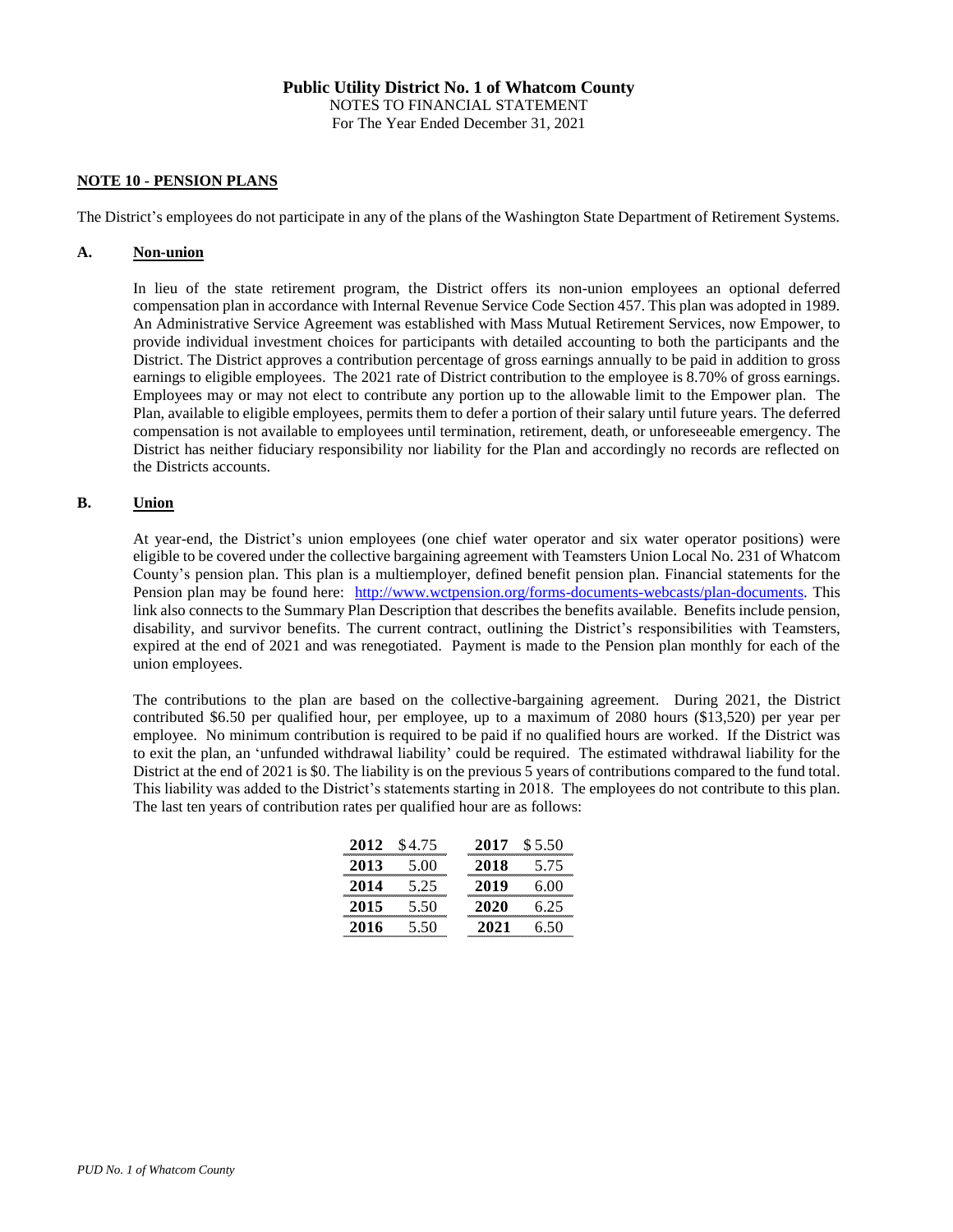**Public Utility District No. 1 of Whatcom County**
NOTES TO FINANCIAL STATEMENT
For The Year Ended December 31, 2021

## NOTE 10 - PENSION PLANS

The District's employees do not participate in any of the plans of the Washington State Department of Retirement Systems.

### A. Non-union

In lieu of the state retirement program, the District offers its non-union employees an optional deferred compensation plan in accordance with Internal Revenue Service Code Section 457. This plan was adopted in 1989. An Administrative Service Agreement was established with Mass Mutual Retirement Services, now Empower, to provide individual investment choices for participants with detailed accounting to both the participants and the District. The District approves a contribution percentage of gross earnings annually to be paid in addition to gross earnings to eligible employees. The 2021 rate of District contribution to the employee is 8.70% of gross earnings. Employees may or may not elect to contribute any portion up to the allowable limit to the Empower plan. The Plan, available to eligible employees, permits them to defer a portion of their salary until future years. The deferred compensation is not available to employees until termination, retirement, death, or unforeseeable emergency. The District has neither fiduciary responsibility nor liability for the Plan and accordingly no records are reflected on the Districts accounts.

### B. Union

At year-end, the District's union employees (one chief water operator and six water operator positions) were eligible to be covered under the collective bargaining agreement with Teamsters Union Local No. 231 of Whatcom County's pension plan. This plan is a multiemployer, defined benefit pension plan. Financial statements for the Pension plan may be found here: http://www.wctpension.org/forms-documents-webcasts/plan-documents. This link also connects to the Summary Plan Description that describes the benefits available. Benefits include pension, disability, and survivor benefits. The current contract, outlining the District's responsibilities with Teamsters, expired at the end of 2021 and was renegotiated. Payment is made to the Pension plan monthly for each of the union employees.

The contributions to the plan are based on the collective-bargaining agreement. During 2021, the District contributed $6.50 per qualified hour, per employee, up to a maximum of 2080 hours ($13,520) per year per employee. No minimum contribution is required to be paid if no qualified hours are worked. If the District was to exit the plan, an 'unfunded withdrawal liability' could be required. The estimated withdrawal liability for the District at the end of 2021 is $0. The liability is on the previous 5 years of contributions compared to the fund total. This liability was added to the District's statements starting in 2018. The employees do not contribute to this plan. The last ten years of contribution rates per qualified hour are as follows:

| Year | Rate | Year | Rate |
|---|---|---|---|
| **2012** | $4.75 | **2017** | $ 5.50 |
| **2013** | 5.00 | **2018** | 5.75 |
| **2014** | 5.25 | **2019** | 6.00 |
| **2015** | 5.50 | **2020** | 6.25 |
| **2016** | 5.50 | **2021** | 6.50 |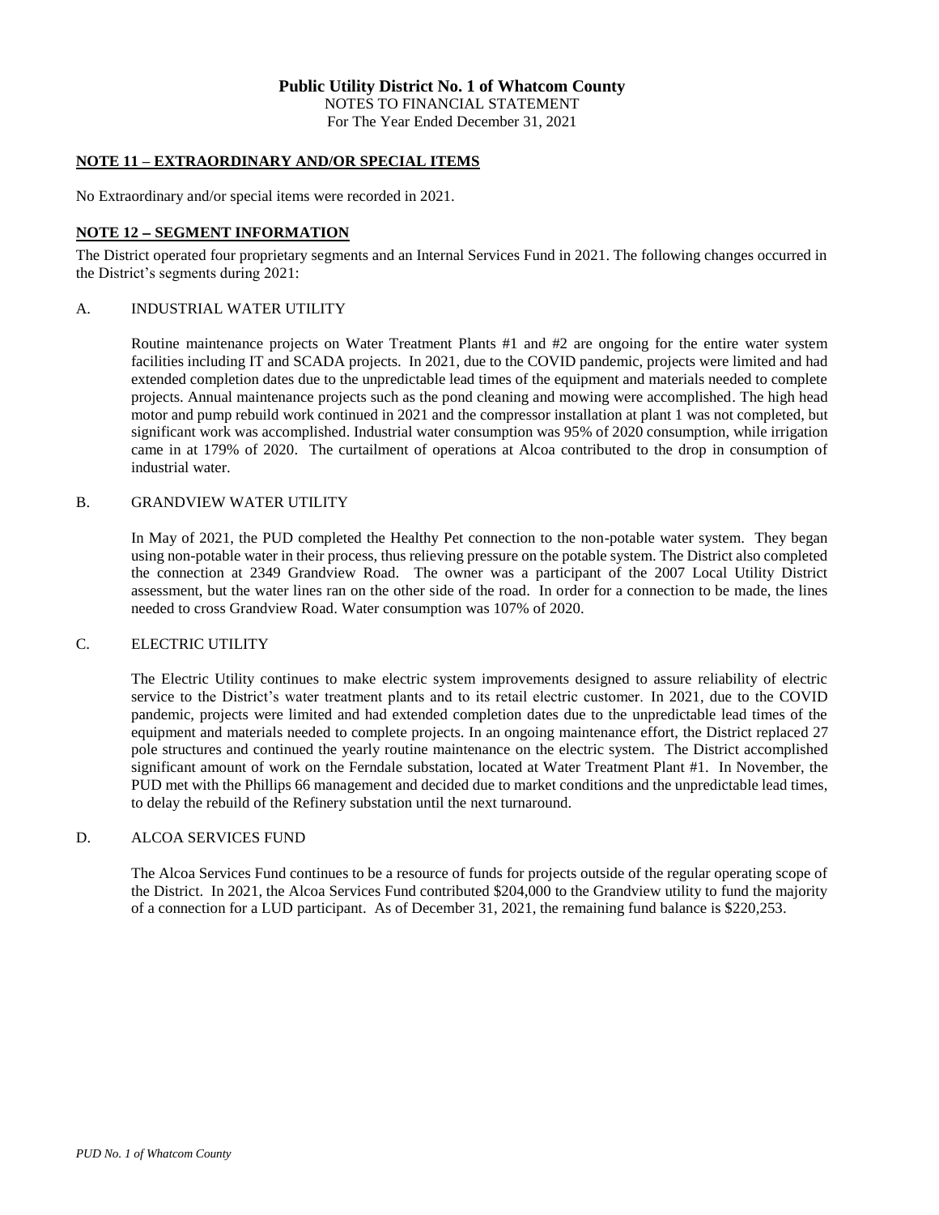**Public Utility District No. 1 of Whatcom County**
NOTES TO FINANCIAL STATEMENT
For The Year Ended December 31, 2021

## NOTE 11 – EXTRAORDINARY AND/OR SPECIAL ITEMS

No Extraordinary and/or special items were recorded in 2021.

## NOTE 12 – SEGMENT INFORMATION

The District operated four proprietary segments and an Internal Services Fund in 2021. The following changes occurred in the District's segments during 2021:

### A. INDUSTRIAL WATER UTILITY

Routine maintenance projects on Water Treatment Plants #1 and #2 are ongoing for the entire water system facilities including IT and SCADA projects. In 2021, due to the COVID pandemic, projects were limited and had extended completion dates due to the unpredictable lead times of the equipment and materials needed to complete projects. Annual maintenance projects such as the pond cleaning and mowing were accomplished. The high head motor and pump rebuild work continued in 2021 and the compressor installation at plant 1 was not completed, but significant work was accomplished. Industrial water consumption was 95% of 2020 consumption, while irrigation came in at 179% of 2020. The curtailment of operations at Alcoa contributed to the drop in consumption of industrial water.

### B. GRANDVIEW WATER UTILITY

In May of 2021, the PUD completed the Healthy Pet connection to the non-potable water system. They began using non-potable water in their process, thus relieving pressure on the potable system. The District also completed the connection at 2349 Grandview Road. The owner was a participant of the 2007 Local Utility District assessment, but the water lines ran on the other side of the road. In order for a connection to be made, the lines needed to cross Grandview Road. Water consumption was 107% of 2020.

### C. ELECTRIC UTILITY

The Electric Utility continues to make electric system improvements designed to assure reliability of electric service to the District's water treatment plants and to its retail electric customer. In 2021, due to the COVID pandemic, projects were limited and had extended completion dates due to the unpredictable lead times of the equipment and materials needed to complete projects. In an ongoing maintenance effort, the District replaced 27 pole structures and continued the yearly routine maintenance on the electric system. The District accomplished significant amount of work on the Ferndale substation, located at Water Treatment Plant #1. In November, the PUD met with the Phillips 66 management and decided due to market conditions and the unpredictable lead times, to delay the rebuild of the Refinery substation until the next turnaround.

### D. ALCOA SERVICES FUND

The Alcoa Services Fund continues to be a resource of funds for projects outside of the regular operating scope of the District. In 2021, the Alcoa Services Fund contributed $204,000 to the Grandview utility to fund the majority of a connection for a LUD participant. As of December 31, 2021, the remaining fund balance is $220,253.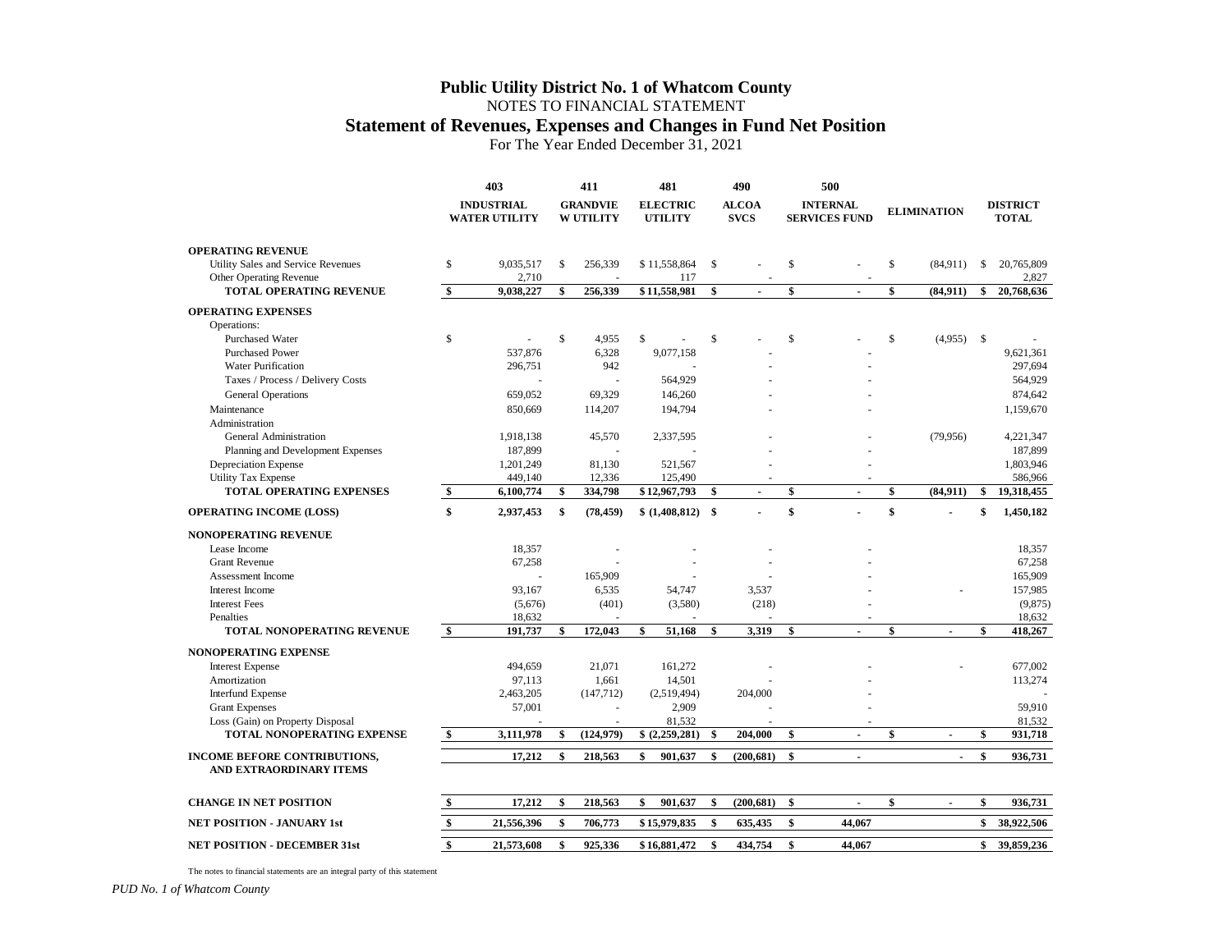# Public Utility District No. 1 of Whatcom County

NOTES TO FINANCIAL STATEMENT

## Statement of Revenues, Expenses and Changes in Fund Net Position

For The Year Ended December 31, 2021

| | 403 INDUSTRIAL WATER UTILITY | 411 GRANDVIEW UTILITY | 481 ELECTRIC UTILITY | 490 ALCOA SVCS | 500 INTERNAL SERVICES FUND | ELIMINATION | DISTRICT TOTAL |
|---|---|---|---|---|---|---|---|
| **OPERATING REVENUE** | | | | | | | |
| Utility Sales and Service Revenues | $ 9,035,517 | $ 256,339 | $ 11,558,864 | $ - | $ - | $ (84,911) | $ 20,765,809 |
| Other Operating Revenue | 2,710 | - | 117 | - | - | | 2,827 |
| **TOTAL OPERATING REVENUE** | **$ 9,038,227** | **$ 256,339** | **$ 11,558,981** | **$ -** | **$ -** | **$ (84,911)** | **$ 20,768,636** |
| **OPERATING EXPENSES** | | | | | | | |
| Operations: | | | | | | | |
| Purchased Water | $ - | $ 4,955 | $ - | $ - | $ - | $ (4,955) | $ - |
| Purchased Power | 537,876 | 6,328 | 9,077,158 | - | - | | 9,621,361 |
| Water Purification | 296,751 | 942 | - | - | - | | 297,694 |
| Taxes / Process / Delivery Costs | - | - | 564,929 | - | - | | 564,929 |
| General Operations | 659,052 | 69,329 | 146,260 | - | - | | 874,642 |
| Maintenance | 850,669 | 114,207 | 194,794 | - | - | | 1,159,670 |
| Administration | | | | | | | |
| General Administration | 1,918,138 | 45,570 | 2,337,595 | - | - | (79,956) | 4,221,347 |
| Planning and Development Expenses | 187,899 | - | - | - | - | | 187,899 |
| Depreciation Expense | 1,201,249 | 81,130 | 521,567 | - | - | | 1,803,946 |
| Utility Tax Expense | 449,140 | 12,336 | 125,490 | - | - | | 586,966 |
| **TOTAL OPERATING EXPENSES** | **$ 6,100,774** | **$ 334,798** | **$ 12,967,793** | **$ -** | **$ -** | **$ (84,911)** | **$ 19,318,455** |
| **OPERATING INCOME (LOSS)** | **$ 2,937,453** | **$ (78,459)** | **$ (1,408,812)** | **$ -** | **$ -** | **$ -** | **$ 1,450,182** |
| **NONOPERATING REVENUE** | | | | | | | |
| Lease Income | 18,357 | - | - | - | - | | 18,357 |
| Grant Revenue | 67,258 | - | - | - | - | | 67,258 |
| Assessment Income | - | 165,909 | - | - | - | | 165,909 |
| Interest Income | 93,167 | 6,535 | 54,747 | 3,537 | - | - | 157,985 |
| Interest Fees | (5,676) | (401) | (3,580) | (218) | - | | (9,875) |
| Penalties | 18,632 | - | - | - | - | | 18,632 |
| **TOTAL NONOPERATING REVENUE** | **$ 191,737** | **$ 172,043** | **$ 51,168** | **$ 3,319** | **$ -** | **$ -** | **$ 418,267** |
| **NONOPERATING EXPENSE** | | | | | | | |
| Interest Expense | 494,659 | 21,071 | 161,272 | - | - | - | 677,002 |
| Amortization | 97,113 | 1,661 | 14,501 | - | - | | 113,274 |
| Interfund Expense | 2,463,205 | (147,712) | (2,519,494) | 204,000 | - | | - |
| Grant Expenses | 57,001 | - | 2,909 | - | - | | 59,910 |
| Loss (Gain) on Property Disposal | - | - | 81,532 | - | - | | 81,532 |
| **TOTAL NONOPERATING EXPENSE** | **$ 3,111,978** | **$ (124,979)** | **$ (2,259,281)** | **$ 204,000** | **$ -** | **$ -** | **$ 931,718** |
| **INCOME BEFORE CONTRIBUTIONS, AND EXTRAORDINARY ITEMS** | **17,212** | **$ 218,563** | **$ 901,637** | **$ (200,681)** | **$ -** | **-** | **$ 936,731** |
| **CHANGE IN NET POSITION** | **$ 17,212** | **$ 218,563** | **$ 901,637** | **$ (200,681)** | **$ -** | **$ -** | **$ 936,731** |
| **NET POSITION - JANUARY 1st** | **$ 21,556,396** | **$ 706,773** | **$ 15,979,835** | **$ 635,435** | **$ 44,067** | | **$ 38,922,506** |
| **NET POSITION - DECEMBER 31st** | **$ 21,573,608** | **$ 925,336** | **$ 16,881,472** | **$ 434,754** | **$ 44,067** | | **$ 39,859,236** |

The notes to financial statements are an integral party of this statement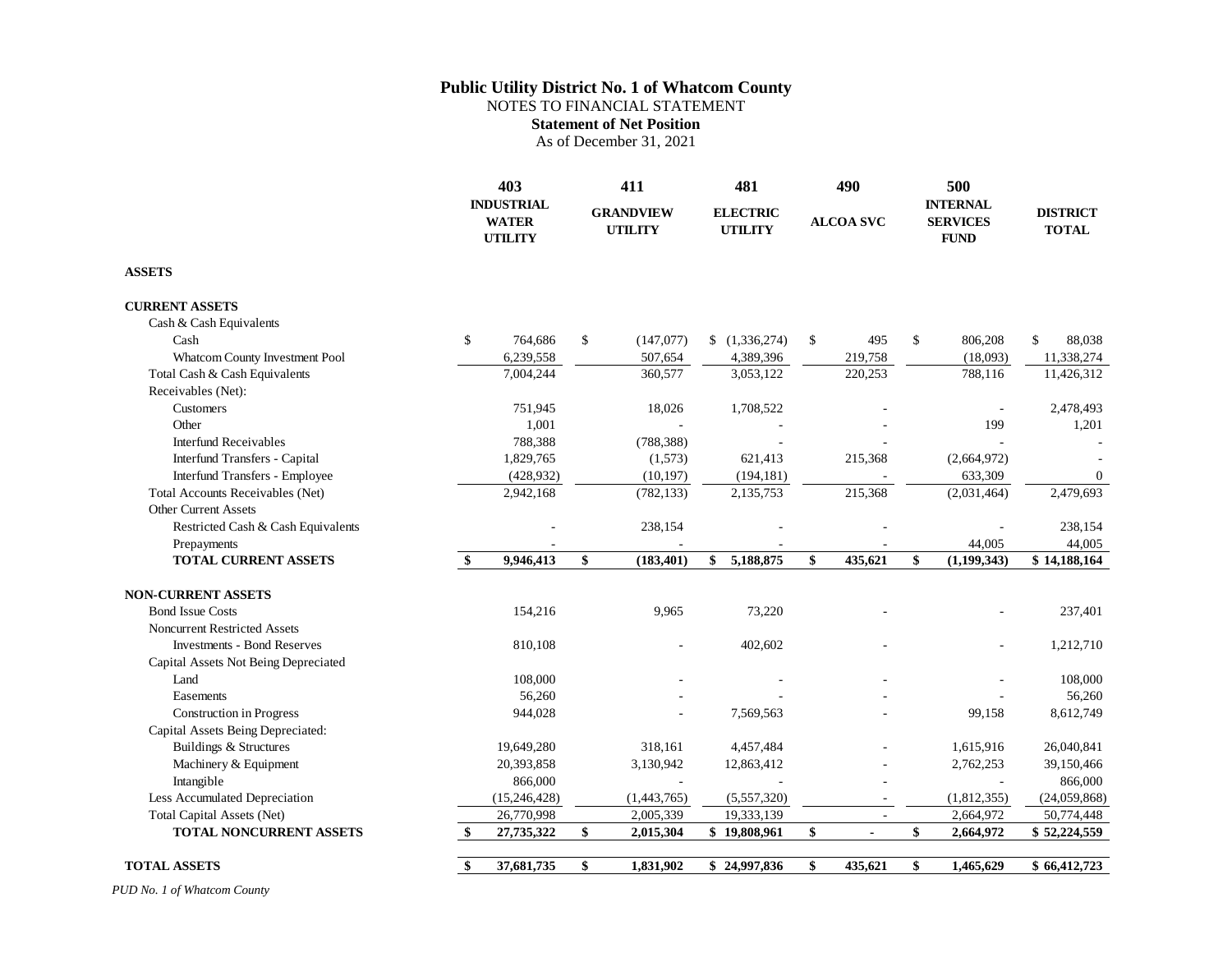# Public Utility District No. 1 of Whatcom County

NOTES TO FINANCIAL STATEMENT

**Statement of Net Position**

As of December 31, 2021

| | 403 INDUSTRIAL WATER UTILITY | 411 GRANDVIEW UTILITY | 481 ELECTRIC UTILITY | 490 ALCOA SVC | 500 INTERNAL SERVICES FUND | DISTRICT TOTAL |
|---|---|---|---|---|---|---|
| **ASSETS** | | | | | | |
| **CURRENT ASSETS** | | | | | | |
| Cash & Cash Equivalents | | | | | | |
| Cash | $ 764,686 | $ (147,077) | $ (1,336,274) | $ 495 | $ 806,208 | $ 88,038 |
| Whatcom County Investment Pool | 6,239,558 | 507,654 | 4,389,396 | 219,758 | (18,093) | 11,338,274 |
| Total Cash & Cash Equivalents | 7,004,244 | 360,577 | 3,053,122 | 220,253 | 788,116 | 11,426,312 |
| Receivables (Net): | | | | | | |
| Customers | 751,945 | 18,026 | 1,708,522 | - | - | 2,478,493 |
| Other | 1,001 | - | - | - | 199 | 1,201 |
| Interfund Receivables | 788,388 | (788,388) | - | - | - | - |
| Interfund Transfers - Capital | 1,829,765 | (1,573) | 621,413 | 215,368 | (2,664,972) | - |
| Interfund Transfers - Employee | (428,932) | (10,197) | (194,181) | - | 633,309 | 0 |
| Total Accounts Receivables (Net) | 2,942,168 | (782,133) | 2,135,753 | 215,368 | (2,031,464) | 2,479,693 |
| Other Current Assets | | | | | | |
| Restricted Cash & Cash Equivalents | - | 238,154 | - | - | - | 238,154 |
| Prepayments | - | - | - | - | 44,005 | 44,005 |
| **TOTAL CURRENT ASSETS** | **$ 9,946,413** | **$ (183,401)** | **$ 5,188,875** | **$ 435,621** | **$ (1,199,343)** | **$ 14,188,164** |
| **NON-CURRENT ASSETS** | | | | | | |
| Bond Issue Costs | 154,216 | 9,965 | 73,220 | - | - | 237,401 |
| Noncurrent Restricted Assets | | | | | | |
| Investments - Bond Reserves | 810,108 | - | 402,602 | - | - | 1,212,710 |
| Capital Assets Not Being Depreciated | | | | | | |
| Land | 108,000 | - | - | - | - | 108,000 |
| Easements | 56,260 | - | - | - | - | 56,260 |
| Construction in Progress | 944,028 | - | 7,569,563 | - | 99,158 | 8,612,749 |
| Capital Assets Being Depreciated: | | | | | | |
| Buildings & Structures | 19,649,280 | 318,161 | 4,457,484 | - | 1,615,916 | 26,040,841 |
| Machinery & Equipment | 20,393,858 | 3,130,942 | 12,863,412 | - | 2,762,253 | 39,150,466 |
| Intangible | 866,000 | - | - | - | - | 866,000 |
| Less Accumulated Depreciation | (15,246,428) | (1,443,765) | (5,557,320) | - | (1,812,355) | (24,059,868) |
| Total Capital Assets (Net) | 26,770,998 | 2,005,339 | 19,333,139 | - | 2,664,972 | 50,774,448 |
| **TOTAL NONCURRENT ASSETS** | **$ 27,735,322** | **$ 2,015,304** | **$ 19,808,961** | **$ -** | **$ 2,664,972** | **$ 52,224,559** |
| **TOTAL ASSETS** | **$ 37,681,735** | **$ 1,831,902** | **$ 24,997,836** | **$ 435,621** | **$ 1,465,629** | **$ 66,412,723** |

*PUD No. 1 of Whatcom County*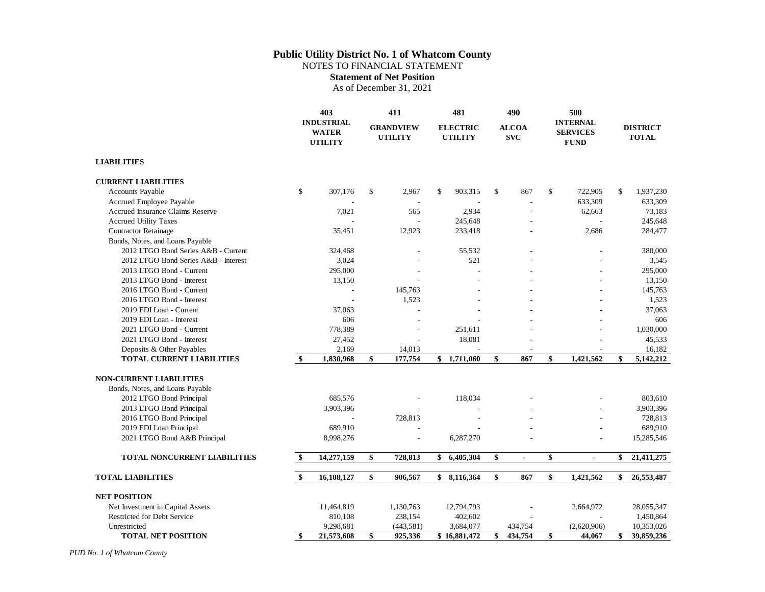# Public Utility District No. 1 of Whatcom County

NOTES TO FINANCIAL STATEMENT

**Statement of Net Position**

As of December 31, 2021

| | 403 INDUSTRIAL WATER UTILITY | 411 GRANDVIEW UTILITY | 481 ELECTRIC UTILITY | 490 ALCOA SVC | 500 INTERNAL SERVICES FUND | DISTRICT TOTAL |
|---|---|---|---|---|---|---|
| **LIABILITIES** | | | | | | |
| **CURRENT LIABILITIES** | | | | | | |
| Accounts Payable | $ 307,176 | $ 2,967 | $ 903,315 | $ 867 | $ 722,905 | $ 1,937,230 |
| Accrued Employee Payable | - | - | - | - | 633,309 | 633,309 |
| Accrued Insurance Claims Reserve | 7,021 | 565 | 2,934 | - | 62,663 | 73,183 |
| Accrued Utility Taxes | - | - | 245,648 | - | - | 245,648 |
| Contractor Retainage | 35,451 | 12,923 | 233,418 | - | 2,686 | 284,477 |
| Bonds, Notes, and Loans Payable | | | | | | |
| 2012 LTGO Bond Series A&B - Current | 324,468 | - | 55,532 | - | - | 380,000 |
| 2012 LTGO Bond Series A&B - Interest | 3,024 | - | 521 | - | - | 3,545 |
| 2013 LTGO Bond - Current | 295,000 | - | - | - | - | 295,000 |
| 2013 LTGO Bond - Interest | 13,150 | - | - | - | - | 13,150 |
| 2016 LTGO Bond - Current | - | 145,763 | - | - | - | 145,763 |
| 2016 LTGO Bond - Interest | - | 1,523 | - | - | - | 1,523 |
| 2019 EDI Loan - Current | 37,063 | - | - | - | - | 37,063 |
| 2019 EDI Loan - Interest | 606 | - | - | - | - | 606 |
| 2021 LTGO Bond - Current | 778,389 | - | 251,611 | - | - | 1,030,000 |
| 2021 LTGO Bond - Interest | 27,452 | - | 18,081 | - | - | 45,533 |
| Deposits & Other Payables | 2,169 | 14,013 | - | - | - | 16,182 |
| **TOTAL CURRENT LIABILITIES** | **$ 1,830,968** | **$ 177,754** | **$ 1,711,060** | **$ 867** | **$ 1,421,562** | **$ 5,142,212** |
| **NON-CURRENT LIABILITIES** | | | | | | |
| Bonds, Notes, and Loans Payable | | | | | | |
| 2012 LTGO Bond Principal | 685,576 | - | 118,034 | - | - | 803,610 |
| 2013 LTGO Bond Principal | 3,903,396 | - | - | - | - | 3,903,396 |
| 2016 LTGO Bond Principal | - | 728,813 | - | - | - | 728,813 |
| 2019 EDI Loan Principal | 689,910 | - | - | - | - | 689,910 |
| 2021 LTGO Bond A&B Principal | 8,998,276 | - | 6,287,270 | - | - | 15,285,546 |
| **TOTAL NONCURRENT LIABILITIES** | **$ 14,277,159** | **$ 728,813** | **$ 6,405,304** | **$ -** | **$ -** | **$ 21,411,275** |
| **TOTAL LIABILITIES** | **$ 16,108,127** | **$ 906,567** | **$ 8,116,364** | **$ 867** | **$ 1,421,562** | **$ 26,553,487** |
| **NET POSITION** | | | | | | |
| Net Investment in Capital Assets | 11,464,819 | 1,130,763 | 12,794,793 | - | 2,664,972 | 28,055,347 |
| Restricted for Debt Service | 810,108 | 238,154 | 402,602 | - | - | 1,450,864 |
| Unrestricted | 9,298,681 | (443,581) | 3,684,077 | 434,754 | (2,620,906) | 10,353,026 |
| **TOTAL NET POSITION** | **$ 21,573,608** | **$ 925,336** | **$ 16,881,472** | **$ 434,754** | **$ 44,067** | **$ 39,859,236** |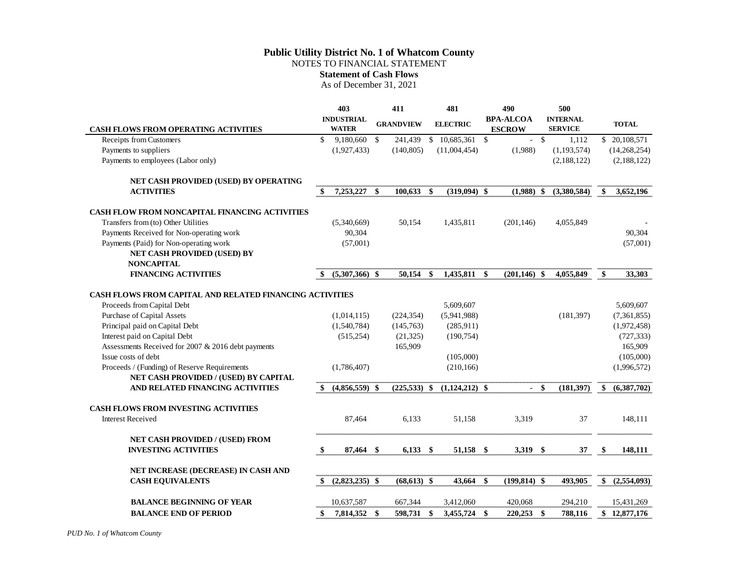# Public Utility District No. 1 of Whatcom County

NOTES TO FINANCIAL STATEMENT

**Statement of Cash Flows**

As of December 31, 2021

| CASH FLOWS FROM OPERATING ACTIVITIES | 403 INDUSTRIAL WATER | 411 GRANDVIEW | 481 ELECTRIC | 490 BPA-ALCOA ESCROW | 500 INTERNAL SERVICE | TOTAL |
|---|---|---|---|---|---|---|
| Receipts from Customers | $ 9,180,660 | $ 241,439 | $ 10,685,361 | $ - | $ 1,112 | $ 20,108,571 |
| Payments to suppliers | (1,927,433) | (140,805) | (11,004,454) | (1,988) | (1,193,574) | (14,268,254) |
| Payments to employees (Labor only) | | | | | (2,188,122) | (2,188,122) |
| **NET CASH PROVIDED (USED) BY OPERATING ACTIVITIES** | **$ 7,253,227** | **$ 100,633** | **$ (319,094)** | **$ (1,988)** | **$ (3,380,584)** | **$ 3,652,196** |
| **CASH FLOW FROM NONCAPITAL FINANCING ACTIVITIES** | | | | | | |
| Transfers from (to) Other Utilities | (5,340,669) | 50,154 | 1,435,811 | (201,146) | 4,055,849 | - |
| Payments Received for Non-operating work | 90,304 | | | | | 90,304 |
| Payments (Paid) for Non-operating work | (57,001) | | | | | (57,001) |
| **NET CASH PROVIDED (USED) BY NONCAPITAL FINANCING ACTIVITIES** | **$ (5,307,366)** | **$ 50,154** | **$ 1,435,811** | **$ (201,146)** | **$ 4,055,849** | **$ 33,303** |
| **CASH FLOWS FROM CAPITAL AND RELATED FINANCING ACTIVITIES** | | | | | | |
| Proceeds from Capital Debt | | | 5,609,607 | | | 5,609,607 |
| Purchase of Capital Assets | (1,014,115) | (224,354) | (5,941,988) | | (181,397) | (7,361,855) |
| Principal paid on Capital Debt | (1,540,784) | (145,763) | (285,911) | | | (1,972,458) |
| Interest paid on Capital Debt | (515,254) | (21,325) | (190,754) | | | (727,333) |
| Assessments Received for 2007 & 2016 debt payments | | 165,909 | | | | 165,909 |
| Issue costs of debt | | | (105,000) | | | (105,000) |
| Proceeds / (Funding) of Reserve Requirements | (1,786,407) | | (210,166) | | | (1,996,572) |
| **NET CASH PROVIDED / (USED) BY CAPITAL AND RELATED FINANCING ACTIVITIES** | **$ (4,856,559)** | **$ (225,533)** | **$ (1,124,212)** | **$ -** | **$ (181,397)** | **$ (6,387,702)** |
| **CASH FLOWS FROM INVESTING ACTIVITIES** | | | | | | |
| Interest Received | 87,464 | 6,133 | 51,158 | 3,319 | 37 | 148,111 |
| **NET CASH PROVIDED / (USED) FROM INVESTING ACTIVITIES** | **$ 87,464** | **$ 6,133** | **$ 51,158** | **$ 3,319** | **$ 37** | **$ 148,111** |
| **NET INCREASE (DECREASE) IN CASH AND CASH EQUIVALENTS** | **$ (2,823,235)** | **$ (68,613)** | **$ 43,664** | **$ (199,814)** | **$ 493,905** | **$ (2,554,093)** |
| **BALANCE BEGINNING OF YEAR** | 10,637,587 | 667,344 | 3,412,060 | 420,068 | 294,210 | 15,431,269 |
| **BALANCE END OF PERIOD** | **$ 7,814,352** | **$ 598,731** | **$ 3,455,724** | **$ 220,253** | **$ 788,116** | **$ 12,877,176** |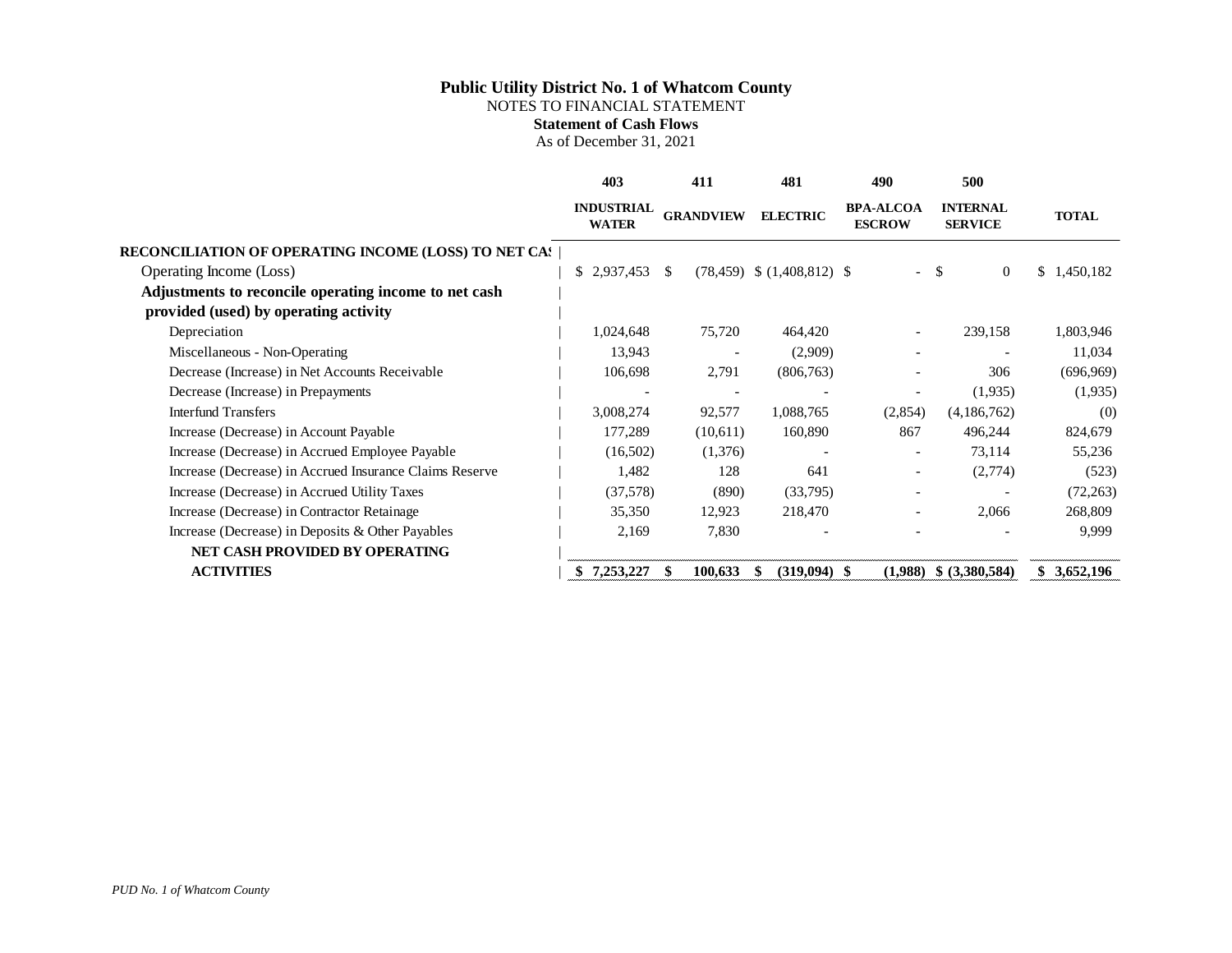**Public Utility District No. 1 of Whatcom County**
NOTES TO FINANCIAL STATEMENT
**Statement of Cash Flows**
As of December 31, 2021

| | 403 INDUSTRIAL WATER | 411 GRANDVIEW | 481 ELECTRIC | 490 BPA-ALCOA ESCROW | 500 INTERNAL SERVICE | TOTAL |
|---|---|---|---|---|---|---|
| **RECONCILIATION OF OPERATING INCOME (LOSS) TO NET CA$** | | | | | | |
| Operating Income (Loss) | $ 2,937,453 | $ (78,459) | $ (1,408,812) | $ - | $ 0 | $ 1,450,182 |
| **Adjustments to reconcile operating income to net cash provided (used) by operating activity** | | | | | | |
| Depreciation | 1,024,648 | 75,720 | 464,420 | - | 239,158 | 1,803,946 |
| Miscellaneous - Non-Operating | 13,943 | - | (2,909) | - | - | 11,034 |
| Decrease (Increase) in Net Accounts Receivable | 106,698 | 2,791 | (806,763) | - | 306 | (696,969) |
| Decrease (Increase) in Prepayments | - | - | - | - | (1,935) | (1,935) |
| Interfund Transfers | 3,008,274 | 92,577 | 1,088,765 | (2,854) | (4,186,762) | (0) |
| Increase (Decrease) in Account Payable | 177,289 | (10,611) | 160,890 | 867 | 496,244 | 824,679 |
| Increase (Decrease) in Accrued Employee Payable | (16,502) | (1,376) | - | - | 73,114 | 55,236 |
| Increase (Decrease) in Accrued Insurance Claims Reserve | 1,482 | 128 | 641 | - | (2,774) | (523) |
| Increase (Decrease) in Accrued Utility Taxes | (37,578) | (890) | (33,795) | - | - | (72,263) |
| Increase (Decrease) in Contractor Retainage | 35,350 | 12,923 | 218,470 | - | 2,066 | 268,809 |
| Increase (Decrease) in Deposits & Other Payables | 2,169 | 7,830 | - | - | - | 9,999 |
| **NET CASH PROVIDED BY OPERATING ACTIVITIES** | **$ 7,253,227** | **$ 100,633** | **$ (319,094)** | **$ (1,988)** | **$ (3,380,584)** | **$ 3,652,196** |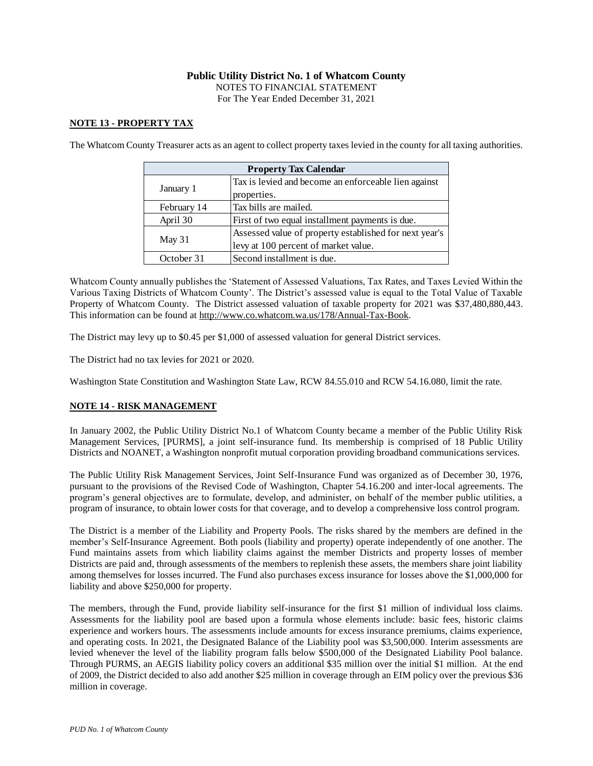**Public Utility District No. 1 of Whatcom County**
NOTES TO FINANCIAL STATEMENT
For The Year Ended December 31, 2021

## NOTE 13 - PROPERTY TAX

The Whatcom County Treasurer acts as an agent to collect property taxes levied in the county for all taxing authorities.

| Property Tax Calendar | |
|---|---|
| January 1 | Tax is levied and become an enforceable lien against properties. |
| February 14 | Tax bills are mailed. |
| April 30 | First of two equal installment payments is due. |
| May 31 | Assessed value of property established for next year's levy at 100 percent of market value. |
| October 31 | Second installment is due. |

Whatcom County annually publishes the 'Statement of Assessed Valuations, Tax Rates, and Taxes Levied Within the Various Taxing Districts of Whatcom County'. The District's assessed value is equal to the Total Value of Taxable Property of Whatcom County. The District assessed valuation of taxable property for 2021 was $37,480,880,443. This information can be found at http://www.co.whatcom.wa.us/178/Annual-Tax-Book.

The District may levy up to $0.45 per $1,000 of assessed valuation for general District services.

The District had no tax levies for 2021 or 2020.

Washington State Constitution and Washington State Law, RCW 84.55.010 and RCW 54.16.080, limit the rate.

## NOTE 14 - RISK MANAGEMENT

In January 2002, the Public Utility District No.1 of Whatcom County became a member of the Public Utility Risk Management Services, [PURMS], a joint self-insurance fund. Its membership is comprised of 18 Public Utility Districts and NOANET, a Washington nonprofit mutual corporation providing broadband communications services.

The Public Utility Risk Management Services, Joint Self-Insurance Fund was organized as of December 30, 1976, pursuant to the provisions of the Revised Code of Washington, Chapter 54.16.200 and inter-local agreements. The program's general objectives are to formulate, develop, and administer, on behalf of the member public utilities, a program of insurance, to obtain lower costs for that coverage, and to develop a comprehensive loss control program.

The District is a member of the Liability and Property Pools. The risks shared by the members are defined in the member's Self-Insurance Agreement. Both pools (liability and property) operate independently of one another. The Fund maintains assets from which liability claims against the member Districts and property losses of member Districts are paid and, through assessments of the members to replenish these assets, the members share joint liability among themselves for losses incurred. The Fund also purchases excess insurance for losses above the $1,000,000 for liability and above $250,000 for property.

The members, through the Fund, provide liability self-insurance for the first $1 million of individual loss claims. Assessments for the liability pool are based upon a formula whose elements include: basic fees, historic claims experience and workers hours. The assessments include amounts for excess insurance premiums, claims experience, and operating costs. In 2021, the Designated Balance of the Liability pool was $3,500,000. Interim assessments are levied whenever the level of the liability program falls below $500,000 of the Designated Liability Pool balance. Through PURMS, an AEGIS liability policy covers an additional $35 million over the initial $1 million. At the end of 2009, the District decided to also add another $25 million in coverage through an EIM policy over the previous $36 million in coverage.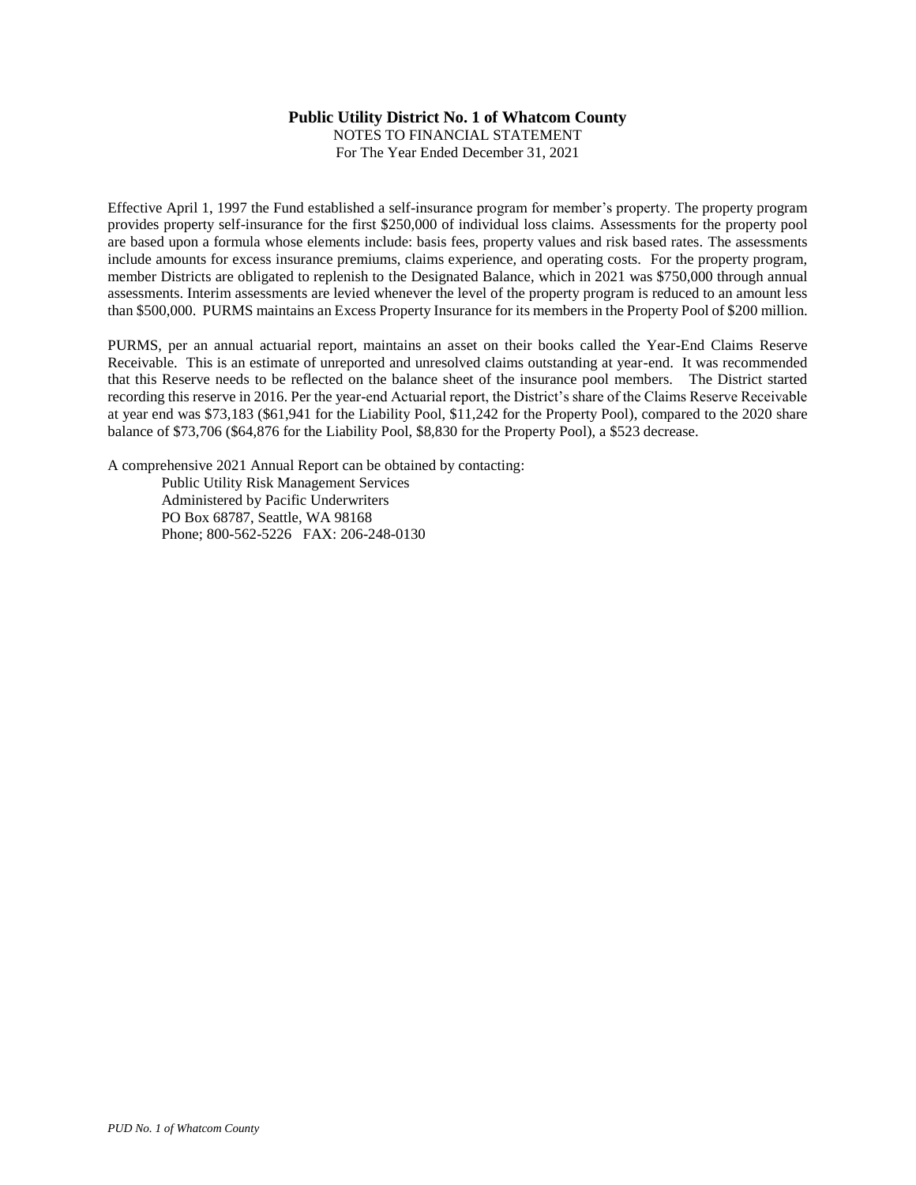**Public Utility District No. 1 of Whatcom County**
NOTES TO FINANCIAL STATEMENT
For The Year Ended December 31, 2021

Effective April 1, 1997 the Fund established a self-insurance program for member's property. The property program provides property self-insurance for the first $250,000 of individual loss claims. Assessments for the property pool are based upon a formula whose elements include: basis fees, property values and risk based rates. The assessments include amounts for excess insurance premiums, claims experience, and operating costs. For the property program, member Districts are obligated to replenish to the Designated Balance, which in 2021 was $750,000 through annual assessments. Interim assessments are levied whenever the level of the property program is reduced to an amount less than $500,000. PURMS maintains an Excess Property Insurance for its members in the Property Pool of $200 million.

PURMS, per an annual actuarial report, maintains an asset on their books called the Year-End Claims Reserve Receivable. This is an estimate of unreported and unresolved claims outstanding at year-end. It was recommended that this Reserve needs to be reflected on the balance sheet of the insurance pool members. The District started recording this reserve in 2016. Per the year-end Actuarial report, the District's share of the Claims Reserve Receivable at year end was $73,183 ($61,941 for the Liability Pool, $11,242 for the Property Pool), compared to the 2020 share balance of $73,706 ($64,876 for the Liability Pool, $8,830 for the Property Pool), a $523 decrease.

A comprehensive 2021 Annual Report can be obtained by contacting:

Public Utility Risk Management Services
Administered by Pacific Underwriters
PO Box 68787, Seattle, WA 98168
Phone; 800-562-5226 FAX: 206-248-0130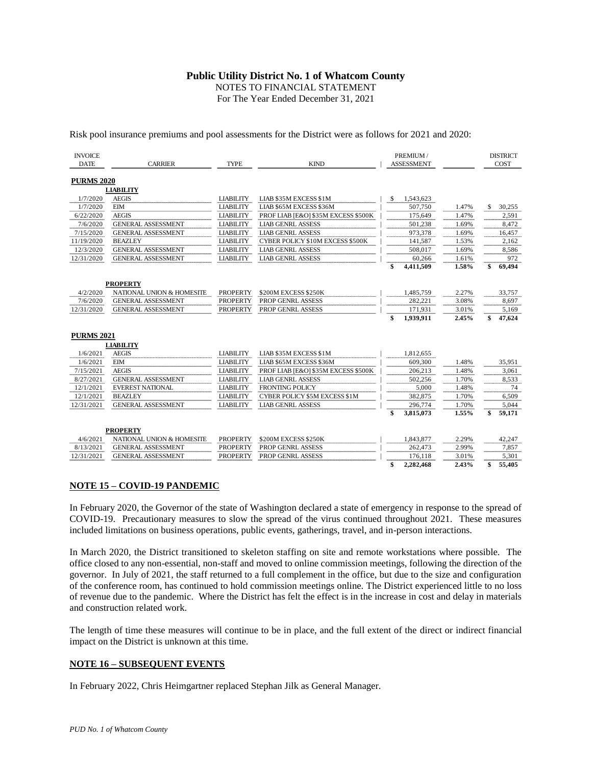## Public Utility District No. 1 of Whatcom County
NOTES TO FINANCIAL STATEMENT
For The Year Ended December 31, 2021

Risk pool insurance premiums and pool assessments for the District were as follows for 2021 and 2020:

| INVOICE DATE | CARRIER | TYPE | KIND | PREMIUM / ASSESSMENT | | DISTRICT COST |
|---|---|---|---|---|---|---|
| **PURMS 2020** | | | | | | |
| | **LIABILITY** | | | | | |
| 1/7/2020 | AEGIS | LIABILITY | LIAB $35M EXCESS $1M | $ 1,543,623 | | |
| 1/7/2020 | EIM | LIABILITY | LIAB $65M EXCESS $36M | 507,750 | 1.47% | $ 30,255 |
| 6/22/2020 | AEGIS | LIABILITY | PROF LIAB [E&O] $35M EXCESS $500K | 175,649 | 1.47% | 2,591 |
| 7/6/2020 | GENERAL ASSESSMENT | LIABILITY | LIAB GENRL ASSESS | 501,238 | 1.69% | 8,472 |
| 7/15/2020 | GENERAL ASSESSMENT | LIABILITY | LIAB GENRL ASSESS | 973,378 | 1.69% | 16,457 |
| 11/19/2020 | BEAZLEY | LIABILITY | CYBER POLICY $10M EXCESS $500K | 141,587 | 1.53% | 2,162 |
| 12/3/2020 | GENERAL ASSESSMENT | LIABILITY | LIAB GENRL ASSESS | 508,017 | 1.69% | 8,586 |
| 12/31/2020 | GENERAL ASSESSMENT | LIABILITY | LIAB GENRL ASSESS | 60,266 | 1.61% | 972 |
| | | | | **$ 4,411,509** | **1.58%** | **$ 69,494** |
| | **PROPERTY** | | | | | |
| 4/2/2020 | NATIONAL UNION & HOMESITE | PROPERTY | $200M EXCESS $250K | 1,485,759 | 2.27% | 33,757 |
| 7/6/2020 | GENERAL ASSESSMENT | PROPERTY | PROP GENRL ASSESS | 282,221 | 3.08% | 8,697 |
| 12/31/2020 | GENERAL ASSESSMENT | PROPERTY | PROP GENRL ASSESS | 171,931 | 3.01% | 5,169 |
| | | | | **$ 1,939,911** | **2.45%** | **$ 47,624** |
| **PURMS 2021** | | | | | | |
| | **LIABILITY** | | | | | |
| 1/6/2021 | AEGIS | LIABILITY | LIAB $35M EXCESS $1M | 1,812,655 | | |
| 1/6/2021 | EIM | LIABILITY | LIAB $65M EXCESS $36M | 609,300 | 1.48% | 35,951 |
| 7/15/2021 | AEGIS | LIABILITY | PROF LIAB [E&O] $35M EXCESS $500K | 206,213 | 1.48% | 3,061 |
| 8/27/2021 | GENERAL ASSESSMENT | LIABILITY | LIAB GENRL ASSESS | 502,256 | 1.70% | 8,533 |
| 12/1/2021 | EVEREST NATIONAL | LIABILITY | FRONTING POLICY | 5,000 | 1.48% | 74 |
| 12/1/2021 | BEAZLEY | LIABILITY | CYBER POLICY $5M EXCESS $1M | 382,875 | 1.70% | 6,509 |
| 12/31/2021 | GENERAL ASSESSMENT | LIABILITY | LIAB GENRL ASSESS | 296,774 | 1.70% | 5,044 |
| | | | | **$ 3,815,073** | **1.55%** | **$ 59,171** |
| | **PROPERTY** | | | | | |
| 4/6/2021 | NATIONAL UNION & HOMESITE | PROPERTY | $200M EXCESS $250K | 1,843,877 | 2.29% | 42,247 |
| 8/13/2021 | GENERAL ASSESSMENT | PROPERTY | PROP GENRL ASSESS | 262,473 | 2.99% | 7,857 |
| 12/31/2021 | GENERAL ASSESSMENT | PROPERTY | PROP GENRL ASSESS | 176,118 | 3.01% | 5,301 |
| | | | | **$ 2,282,468** | **2.43%** | **$ 55,405** |

## NOTE 15 – COVID-19 PANDEMIC

In February 2020, the Governor of the state of Washington declared a state of emergency in response to the spread of COVID-19. Precautionary measures to slow the spread of the virus continued throughout 2021. These measures included limitations on business operations, public events, gatherings, travel, and in-person interactions.

In March 2020, the District transitioned to skeleton staffing on site and remote workstations where possible. The office closed to any non-essential, non-staff and moved to online commission meetings, following the direction of the governor. In July of 2021, the staff returned to a full complement in the office, but due to the size and configuration of the conference room, has continued to hold commission meetings online. The District experienced little to no loss of revenue due to the pandemic. Where the District has felt the effect is in the increase in cost and delay in materials and construction related work.

The length of time these measures will continue to be in place, and the full extent of the direct or indirect financial impact on the District is unknown at this time.

## NOTE 16 – SUBSEQUENT EVENTS

In February 2022, Chris Heimgartner replaced Stephan Jilk as General Manager.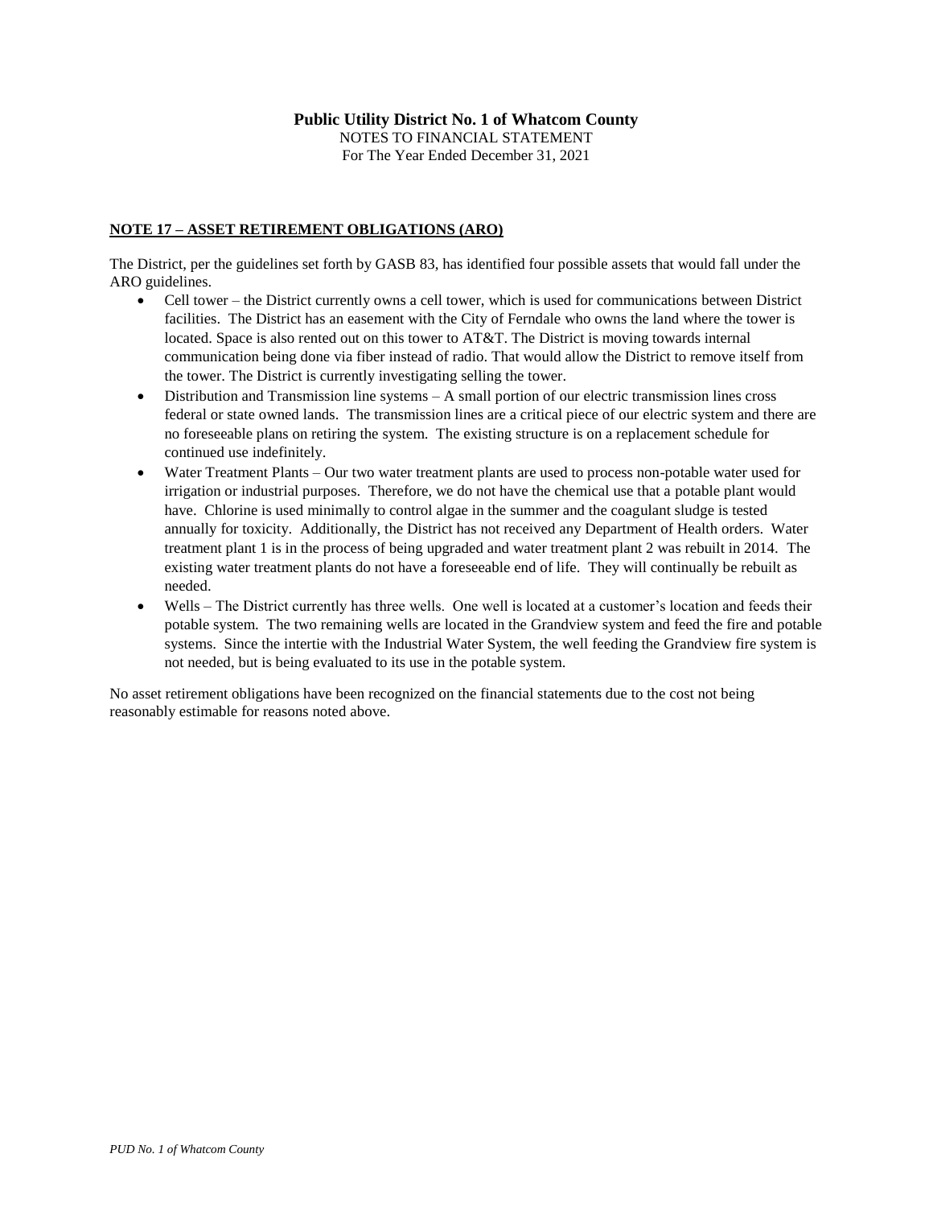**Public Utility District No. 1 of Whatcom County**
NOTES TO FINANCIAL STATEMENT
For The Year Ended December 31, 2021

## NOTE 17 – ASSET RETIREMENT OBLIGATIONS (ARO)

The District, per the guidelines set forth by GASB 83, has identified four possible assets that would fall under the ARO guidelines.

- Cell tower – the District currently owns a cell tower, which is used for communications between District facilities. The District has an easement with the City of Ferndale who owns the land where the tower is located. Space is also rented out on this tower to AT&T. The District is moving towards internal communication being done via fiber instead of radio. That would allow the District to remove itself from the tower. The District is currently investigating selling the tower.
- Distribution and Transmission line systems – A small portion of our electric transmission lines cross federal or state owned lands. The transmission lines are a critical piece of our electric system and there are no foreseeable plans on retiring the system. The existing structure is on a replacement schedule for continued use indefinitely.
- Water Treatment Plants – Our two water treatment plants are used to process non-potable water used for irrigation or industrial purposes. Therefore, we do not have the chemical use that a potable plant would have. Chlorine is used minimally to control algae in the summer and the coagulant sludge is tested annually for toxicity. Additionally, the District has not received any Department of Health orders. Water treatment plant 1 is in the process of being upgraded and water treatment plant 2 was rebuilt in 2014. The existing water treatment plants do not have a foreseeable end of life. They will continually be rebuilt as needed.
- Wells – The District currently has three wells. One well is located at a customer's location and feeds their potable system. The two remaining wells are located in the Grandview system and feed the fire and potable systems. Since the intertie with the Industrial Water System, the well feeding the Grandview fire system is not needed, but is being evaluated to its use in the potable system.

No asset retirement obligations have been recognized on the financial statements due to the cost not being reasonably estimable for reasons noted above.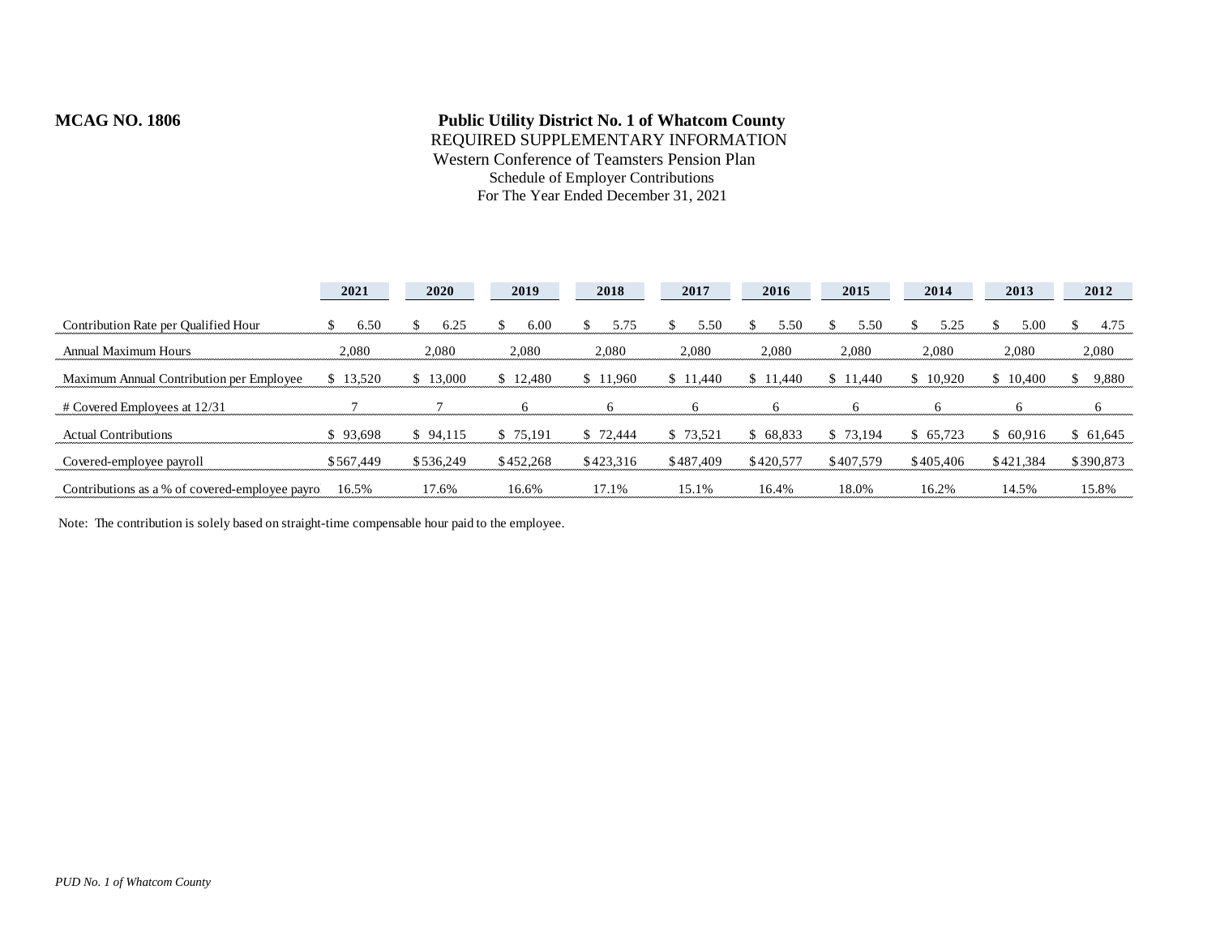**MCAG NO. 1806**

**Public Utility District No. 1 of Whatcom County**
REQUIRED SUPPLEMENTARY INFORMATION
Western Conference of Teamsters Pension Plan
Schedule of Employer Contributions
For The Year Ended December 31, 2021

| | 2021 | 2020 | 2019 | 2018 | 2017 | 2016 | 2015 | 2014 | 2013 | 2012 |
|---|---|---|---|---|---|---|---|---|---|---|
| Contribution Rate per Qualified Hour | $ 6.50 | $ 6.25 | $ 6.00 | $ 5.75 | $ 5.50 | $ 5.50 | $ 5.50 | $ 5.25 | $ 5.00 | $ 4.75 |
| Annual Maximum Hours | 2,080 | 2,080 | 2,080 | 2,080 | 2,080 | 2,080 | 2,080 | 2,080 | 2,080 | 2,080 |
| Maximum Annual Contribution per Employee | $ 13,520 | $ 13,000 | $ 12,480 | $ 11,960 | $ 11,440 | $ 11,440 | $ 11,440 | $ 10,920 | $ 10,400 | $ 9,880 |
| # Covered Employees at 12/31 | 7 | 7 | 6 | 6 | 6 | 6 | 6 | 6 | 6 | 6 |
| Actual Contributions | $ 93,698 | $ 94,115 | $ 75,191 | $ 72,444 | $ 73,521 | $ 68,833 | $ 73,194 | $ 65,723 | $ 60,916 | $ 61,645 |
| Covered-employee payroll | $567,449 | $536,249 | $452,268 | $423,316 | $487,409 | $420,577 | $407,579 | $405,406 | $421,384 | $390,873 |
| Contributions as a % of covered-employee payro | 16.5% | 17.6% | 16.6% | 17.1% | 15.1% | 16.4% | 18.0% | 16.2% | 14.5% | 15.8% |

Note: The contribution is solely based on straight-time compensable hour paid to the employee.